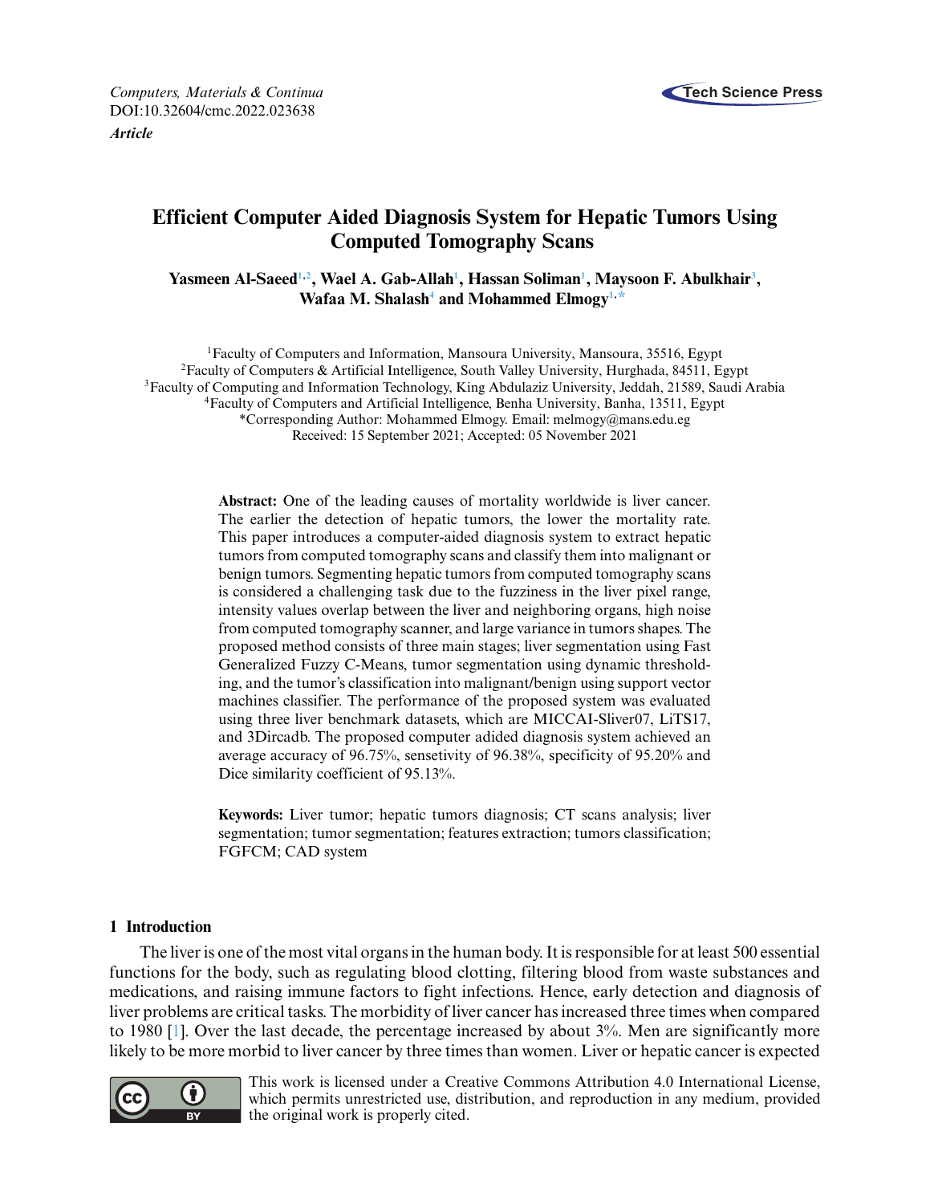*Computers, Materials & Continua*
DOI:10.32604/cmc.2022.023638
***Article***

# Efficient Computer Aided Diagnosis System for Hepatic Tumors Using Computed Tomography Scans

**Yasmeen Al-Saeed[1,2], Wael A. Gab-Allah[1], Hassan Soliman[1], Maysoon F. Abulkhair[3], Wafaa M. Shalash[4] and Mohammed Elmogy[1,*]**

[1]Faculty of Computers and Information, Mansoura University, Mansoura, 35516, Egypt
[2]Faculty of Computers & Artificial Intelligence, South Valley University, Hurghada, 84511, Egypt
[3]Faculty of Computing and Information Technology, King Abdulaziz University, Jeddah, 21589, Saudi Arabia
[4]Faculty of Computers and Artificial Intelligence, Benha University, Banha, 13511, Egypt
*Corresponding Author: Mohammed Elmogy. Email: melmogy@mans.edu.eg
Received: 15 September 2021; Accepted: 05 November 2021

**Abstract:** One of the leading causes of mortality worldwide is liver cancer. The earlier the detection of hepatic tumors, the lower the mortality rate. This paper introduces a computer-aided diagnosis system to extract hepatic tumors from computed tomography scans and classify them into malignant or benign tumors. Segmenting hepatic tumors from computed tomography scans is considered a challenging task due to the fuzziness in the liver pixel range, intensity values overlap between the liver and neighboring organs, high noise from computed tomography scanner, and large variance in tumors shapes. The proposed method consists of three main stages; liver segmentation using Fast Generalized Fuzzy C-Means, tumor segmentation using dynamic thresholding, and the tumor's classification into malignant/benign using support vector machines classifier. The performance of the proposed system was evaluated using three liver benchmark datasets, which are MICCAI-Sliver07, LiTS17, and 3Dircadb. The proposed computer adided diagnosis system achieved an average accuracy of 96.75%, sensetivity of 96.38%, specificity of 95.20% and Dice similarity coefficient of 95.13%.

**Keywords:** Liver tumor; hepatic tumors diagnosis; CT scans analysis; liver segmentation; tumor segmentation; features extraction; tumors classification; FGFCM; CAD system

## 1 Introduction

The liver is one of the most vital organs in the human body. It is responsible for at least 500 essential functions for the body, such as regulating blood clotting, filtering blood from waste substances and medications, and raising immune factors to fight infections. Hence, early detection and diagnosis of liver problems are critical tasks. The morbidity of liver cancer has increased three times when compared to 1980 [1]. Over the last decade, the percentage increased by about 3%. Men are significantly more likely to be more morbid to liver cancer by three times than women. Liver or hepatic cancer is expected

This work is licensed under a Creative Commons Attribution 4.0 International License, which permits unrestricted use, distribution, and reproduction in any medium, provided the original work is properly cited.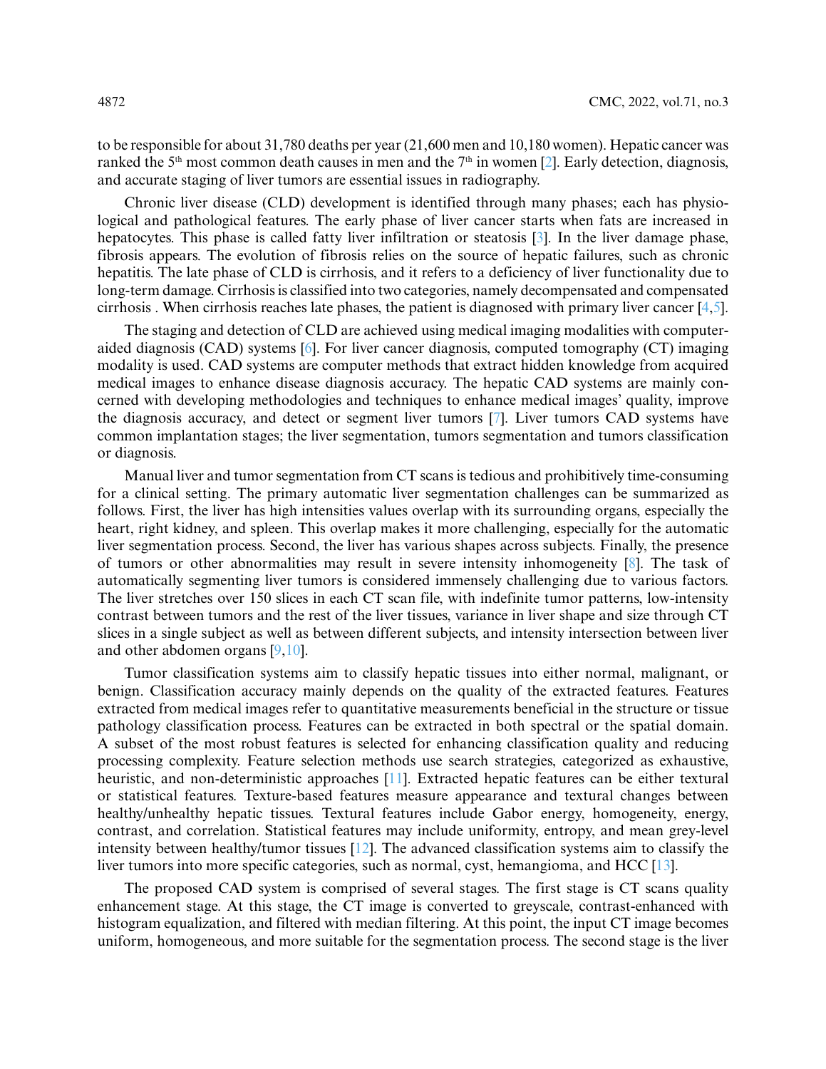to be responsible for about 31,780 deaths per year (21,600 men and 10,180 women). Hepatic cancer was ranked the 5$^{th}$ most common death causes in men and the 7$^{th}$ in women [2]. Early detection, diagnosis, and accurate staging of liver tumors are essential issues in radiography.

Chronic liver disease (CLD) development is identified through many phases; each has physiological and pathological features. The early phase of liver cancer starts when fats are increased in hepatocytes. This phase is called fatty liver infiltration or steatosis [3]. In the liver damage phase, fibrosis appears. The evolution of fibrosis relies on the source of hepatic failures, such as chronic hepatitis. The late phase of CLD is cirrhosis, and it refers to a deficiency of liver functionality due to long-term damage. Cirrhosis is classified into two categories, namely decompensated and compensated cirrhosis . When cirrhosis reaches late phases, the patient is diagnosed with primary liver cancer [4,5].

The staging and detection of CLD are achieved using medical imaging modalities with computer-aided diagnosis (CAD) systems [6]. For liver cancer diagnosis, computed tomography (CT) imaging modality is used. CAD systems are computer methods that extract hidden knowledge from acquired medical images to enhance disease diagnosis accuracy. The hepatic CAD systems are mainly concerned with developing methodologies and techniques to enhance medical images' quality, improve the diagnosis accuracy, and detect or segment liver tumors [7]. Liver tumors CAD systems have common implantation stages; the liver segmentation, tumors segmentation and tumors classification or diagnosis.

Manual liver and tumor segmentation from CT scans is tedious and prohibitively time-consuming for a clinical setting. The primary automatic liver segmentation challenges can be summarized as follows. First, the liver has high intensities values overlap with its surrounding organs, especially the heart, right kidney, and spleen. This overlap makes it more challenging, especially for the automatic liver segmentation process. Second, the liver has various shapes across subjects. Finally, the presence of tumors or other abnormalities may result in severe intensity inhomogeneity [8]. The task of automatically segmenting liver tumors is considered immensely challenging due to various factors. The liver stretches over 150 slices in each CT scan file, with indefinite tumor patterns, low-intensity contrast between tumors and the rest of the liver tissues, variance in liver shape and size through CT slices in a single subject as well as between different subjects, and intensity intersection between liver and other abdomen organs [9,10].

Tumor classification systems aim to classify hepatic tissues into either normal, malignant, or benign. Classification accuracy mainly depends on the quality of the extracted features. Features extracted from medical images refer to quantitative measurements beneficial in the structure or tissue pathology classification process. Features can be extracted in both spectral or the spatial domain. A subset of the most robust features is selected for enhancing classification quality and reducing processing complexity. Feature selection methods use search strategies, categorized as exhaustive, heuristic, and non-deterministic approaches [11]. Extracted hepatic features can be either textural or statistical features. Texture-based features measure appearance and textural changes between healthy/unhealthy hepatic tissues. Textural features include Gabor energy, homogeneity, energy, contrast, and correlation. Statistical features may include uniformity, entropy, and mean grey-level intensity between healthy/tumor tissues [12]. The advanced classification systems aim to classify the liver tumors into more specific categories, such as normal, cyst, hemangioma, and HCC [13].

The proposed CAD system is comprised of several stages. The first stage is CT scans quality enhancement stage. At this stage, the CT image is converted to greyscale, contrast-enhanced with histogram equalization, and filtered with median filtering. At this point, the input CT image becomes uniform, homogeneous, and more suitable for the segmentation process. The second stage is the liver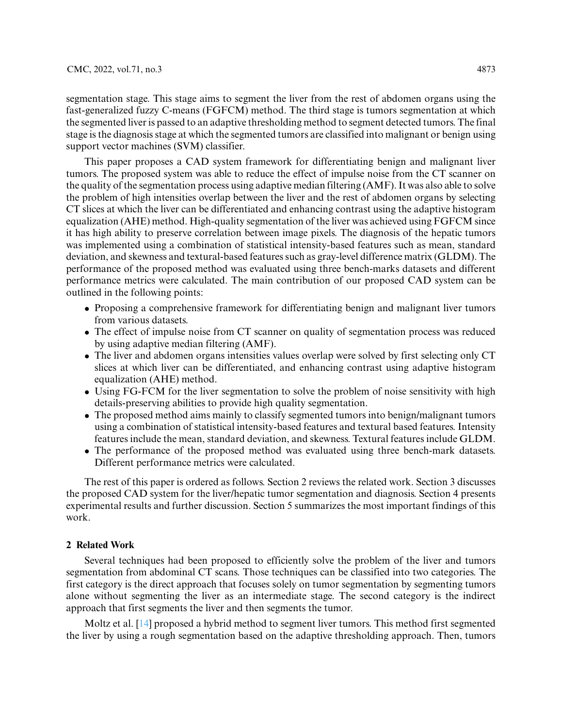segmentation stage. This stage aims to segment the liver from the rest of abdomen organs using the fast-generalized fuzzy C-means (FGFCM) method. The third stage is tumors segmentation at which the segmented liver is passed to an adaptive thresholding method to segment detected tumors. The final stage is the diagnosis stage at which the segmented tumors are classified into malignant or benign using support vector machines (SVM) classifier.

This paper proposes a CAD system framework for differentiating benign and malignant liver tumors. The proposed system was able to reduce the effect of impulse noise from the CT scanner on the quality of the segmentation process using adaptive median filtering (AMF). It was also able to solve the problem of high intensities overlap between the liver and the rest of abdomen organs by selecting CT slices at which the liver can be differentiated and enhancing contrast using the adaptive histogram equalization (AHE) method. High-quality segmentation of the liver was achieved using FGFCM since it has high ability to preserve correlation between image pixels. The diagnosis of the hepatic tumors was implemented using a combination of statistical intensity-based features such as mean, standard deviation, and skewness and textural-based features such as gray-level difference matrix (GLDM). The performance of the proposed method was evaluated using three bench-marks datasets and different performance metrics were calculated. The main contribution of our proposed CAD system can be outlined in the following points:

- Proposing a comprehensive framework for differentiating benign and malignant liver tumors from various datasets.
- The effect of impulse noise from CT scanner on quality of segmentation process was reduced by using adaptive median filtering (AMF).
- The liver and abdomen organs intensities values overlap were solved by first selecting only CT slices at which liver can be differentiated, and enhancing contrast using adaptive histogram equalization (AHE) method.
- Using FG-FCM for the liver segmentation to solve the problem of noise sensitivity with high details-preserving abilities to provide high quality segmentation.
- The proposed method aims mainly to classify segmented tumors into benign/malignant tumors using a combination of statistical intensity-based features and textural based features. Intensity features include the mean, standard deviation, and skewness. Textural features include GLDM.
- The performance of the proposed method was evaluated using three bench-mark datasets. Different performance metrics were calculated.

The rest of this paper is ordered as follows. Section 2 reviews the related work. Section 3 discusses the proposed CAD system for the liver/hepatic tumor segmentation and diagnosis. Section 4 presents experimental results and further discussion. Section 5 summarizes the most important findings of this work.

## 2 Related Work

Several techniques had been proposed to efficiently solve the problem of the liver and tumors segmentation from abdominal CT scans. Those techniques can be classified into two categories. The first category is the direct approach that focuses solely on tumor segmentation by segmenting tumors alone without segmenting the liver as an intermediate stage. The second category is the indirect approach that first segments the liver and then segments the tumor.

Moltz et al. [14] proposed a hybrid method to segment liver tumors. This method first segmented the liver by using a rough segmentation based on the adaptive thresholding approach. Then, tumors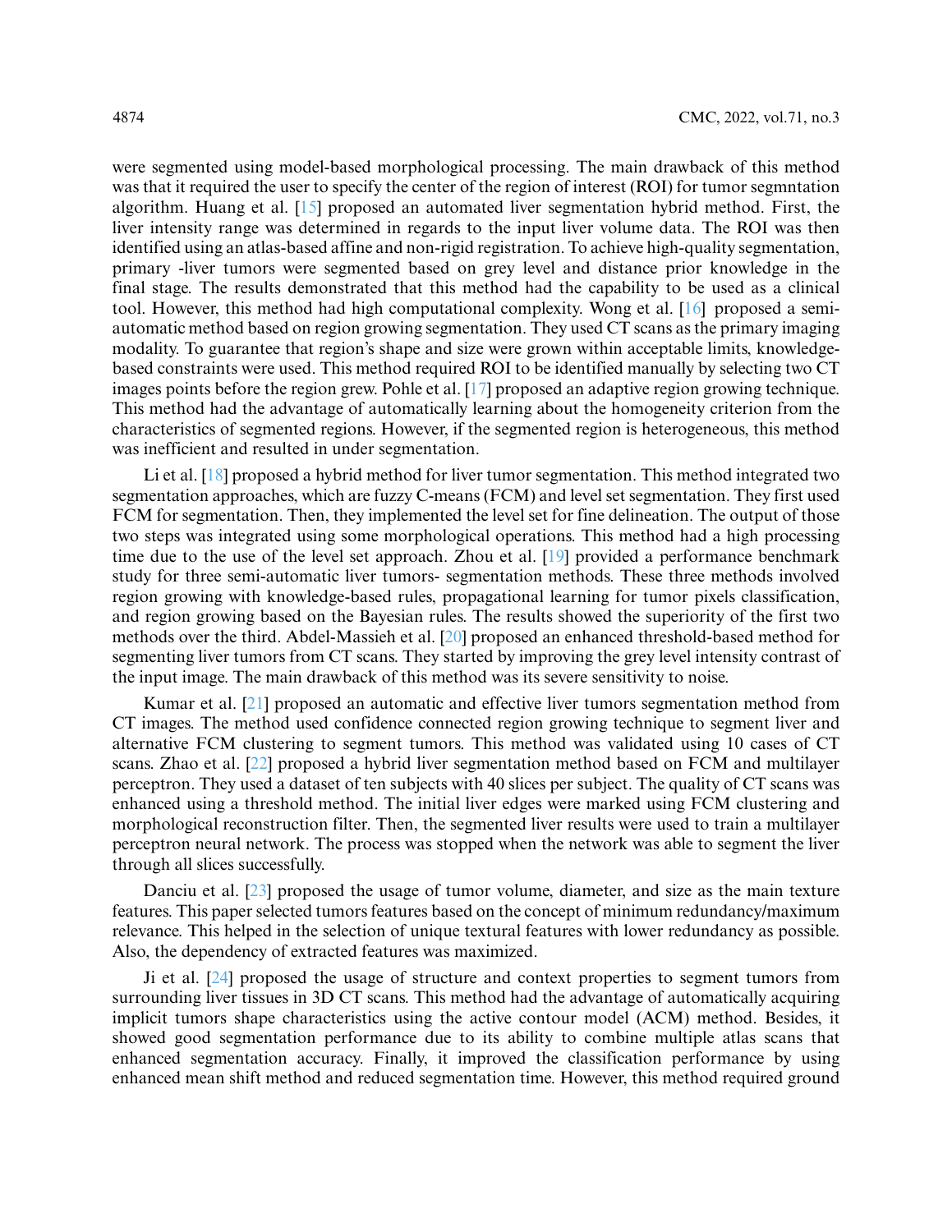were segmented using model-based morphological processing. The main drawback of this method was that it required the user to specify the center of the region of interest (ROI) for tumor segmntation algorithm. Huang et al. [15] proposed an automated liver segmentation hybrid method. First, the liver intensity range was determined in regards to the input liver volume data. The ROI was then identified using an atlas-based affine and non-rigid registration. To achieve high-quality segmentation, primary -liver tumors were segmented based on grey level and distance prior knowledge in the final stage. The results demonstrated that this method had the capability to be used as a clinical tool. However, this method had high computational complexity. Wong et al. [16] proposed a semi-automatic method based on region growing segmentation. They used CT scans as the primary imaging modality. To guarantee that region's shape and size were grown within acceptable limits, knowledge-based constraints were used. This method required ROI to be identified manually by selecting two CT images points before the region grew. Pohle et al. [17] proposed an adaptive region growing technique. This method had the advantage of automatically learning about the homogeneity criterion from the characteristics of segmented regions. However, if the segmented region is heterogeneous, this method was inefficient and resulted in under segmentation.

Li et al. [18] proposed a hybrid method for liver tumor segmentation. This method integrated two segmentation approaches, which are fuzzy C-means (FCM) and level set segmentation. They first used FCM for segmentation. Then, they implemented the level set for fine delineation. The output of those two steps was integrated using some morphological operations. This method had a high processing time due to the use of the level set approach. Zhou et al. [19] provided a performance benchmark study for three semi-automatic liver tumors- segmentation methods. These three methods involved region growing with knowledge-based rules, propagational learning for tumor pixels classification, and region growing based on the Bayesian rules. The results showed the superiority of the first two methods over the third. Abdel-Massieh et al. [20] proposed an enhanced threshold-based method for segmenting liver tumors from CT scans. They started by improving the grey level intensity contrast of the input image. The main drawback of this method was its severe sensitivity to noise.

Kumar et al. [21] proposed an automatic and effective liver tumors segmentation method from CT images. The method used confidence connected region growing technique to segment liver and alternative FCM clustering to segment tumors. This method was validated using 10 cases of CT scans. Zhao et al. [22] proposed a hybrid liver segmentation method based on FCM and multilayer perceptron. They used a dataset of ten subjects with 40 slices per subject. The quality of CT scans was enhanced using a threshold method. The initial liver edges were marked using FCM clustering and morphological reconstruction filter. Then, the segmented liver results were used to train a multilayer perceptron neural network. The process was stopped when the network was able to segment the liver through all slices successfully.

Danciu et al. [23] proposed the usage of tumor volume, diameter, and size as the main texture features. This paper selected tumors features based on the concept of minimum redundancy/maximum relevance. This helped in the selection of unique textural features with lower redundancy as possible. Also, the dependency of extracted features was maximized.

Ji et al. [24] proposed the usage of structure and context properties to segment tumors from surrounding liver tissues in 3D CT scans. This method had the advantage of automatically acquiring implicit tumors shape characteristics using the active contour model (ACM) method. Besides, it showed good segmentation performance due to its ability to combine multiple atlas scans that enhanced segmentation accuracy. Finally, it improved the classification performance by using enhanced mean shift method and reduced segmentation time. However, this method required ground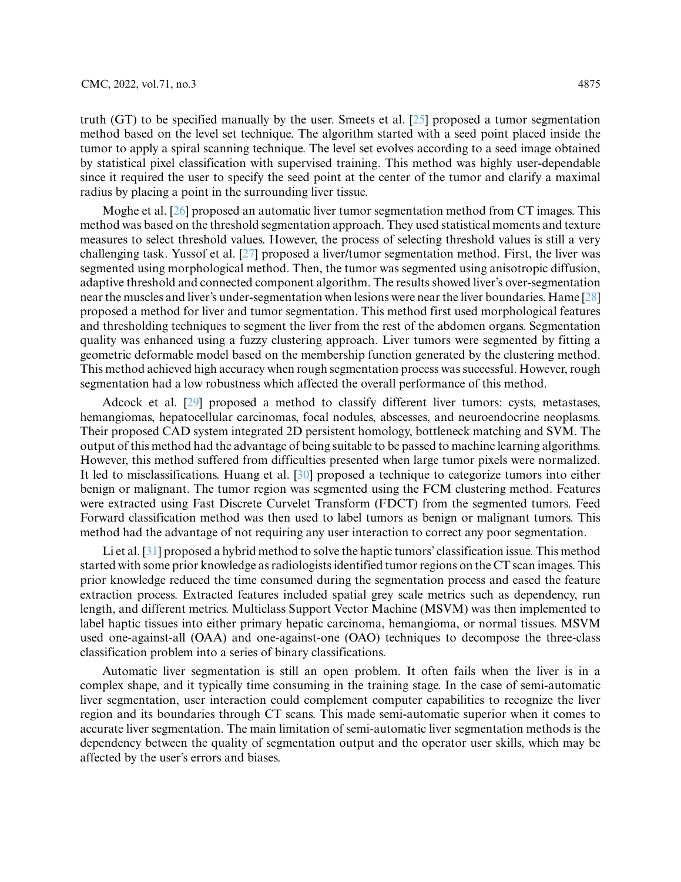truth (GT) to be specified manually by the user. Smeets et al. [25] proposed a tumor segmentation method based on the level set technique. The algorithm started with a seed point placed inside the tumor to apply a spiral scanning technique. The level set evolves according to a seed image obtained by statistical pixel classification with supervised training. This method was highly user-dependable since it required the user to specify the seed point at the center of the tumor and clarify a maximal radius by placing a point in the surrounding liver tissue.

Moghe et al. [26] proposed an automatic liver tumor segmentation method from CT images. This method was based on the threshold segmentation approach. They used statistical moments and texture measures to select threshold values. However, the process of selecting threshold values is still a very challenging task. Yussof et al. [27] proposed a liver/tumor segmentation method. First, the liver was segmented using morphological method. Then, the tumor was segmented using anisotropic diffusion, adaptive threshold and connected component algorithm. The results showed liver's over-segmentation near the muscles and liver's under-segmentation when lesions were near the liver boundaries. Hame [28] proposed a method for liver and tumor segmentation. This method first used morphological features and thresholding techniques to segment the liver from the rest of the abdomen organs. Segmentation quality was enhanced using a fuzzy clustering approach. Liver tumors were segmented by fitting a geometric deformable model based on the membership function generated by the clustering method. This method achieved high accuracy when rough segmentation process was successful. However, rough segmentation had a low robustness which affected the overall performance of this method.

Adcock et al. [29] proposed a method to classify different liver tumors: cysts, metastases, hemangiomas, hepatocellular carcinomas, focal nodules, abscesses, and neuroendocrine neoplasms. Their proposed CAD system integrated 2D persistent homology, bottleneck matching and SVM. The output of this method had the advantage of being suitable to be passed to machine learning algorithms. However, this method suffered from difficulties presented when large tumor pixels were normalized. It led to misclassifications. Huang et al. [30] proposed a technique to categorize tumors into either benign or malignant. The tumor region was segmented using the FCM clustering method. Features were extracted using Fast Discrete Curvelet Transform (FDCT) from the segmented tumors. Feed Forward classification method was then used to label tumors as benign or malignant tumors. This method had the advantage of not requiring any user interaction to correct any poor segmentation.

Li et al. [31] proposed a hybrid method to solve the haptic tumors' classification issue. This method started with some prior knowledge as radiologists identified tumor regions on the CT scan images. This prior knowledge reduced the time consumed during the segmentation process and eased the feature extraction process. Extracted features included spatial grey scale metrics such as dependency, run length, and different metrics. Multiclass Support Vector Machine (MSVM) was then implemented to label haptic tissues into either primary hepatic carcinoma, hemangioma, or normal tissues. MSVM used one-against-all (OAA) and one-against-one (OAO) techniques to decompose the three-class classification problem into a series of binary classifications.

Automatic liver segmentation is still an open problem. It often fails when the liver is in a complex shape, and it typically time consuming in the training stage. In the case of semi-automatic liver segmentation, user interaction could complement computer capabilities to recognize the liver region and its boundaries through CT scans. This made semi-automatic superior when it comes to accurate liver segmentation. The main limitation of semi-automatic liver segmentation methods is the dependency between the quality of segmentation output and the operator user skills, which may be affected by the user's errors and biases.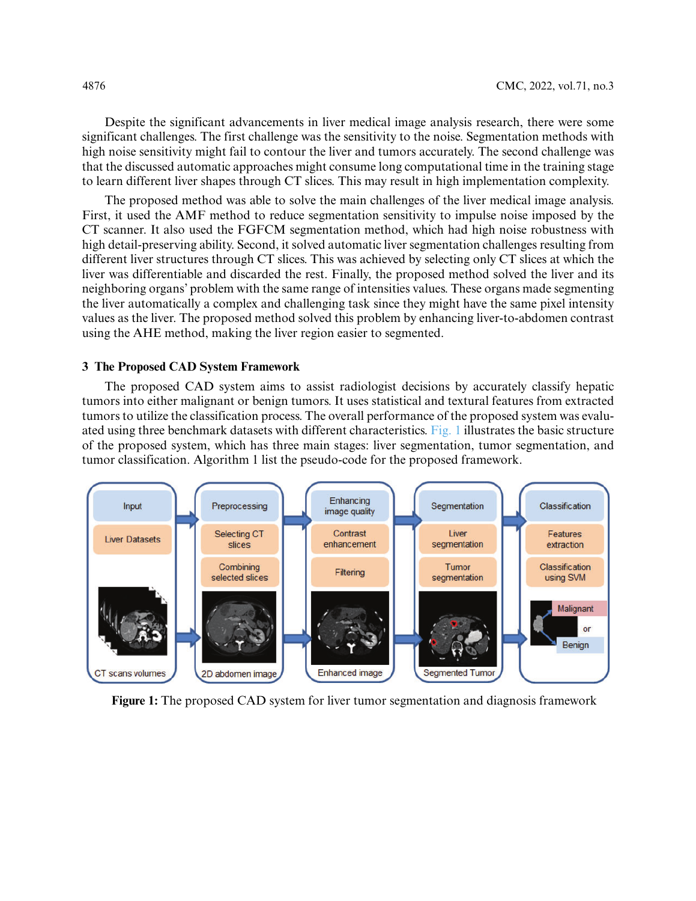Despite the significant advancements in liver medical image analysis research, there were some significant challenges. The first challenge was the sensitivity to the noise. Segmentation methods with high noise sensitivity might fail to contour the liver and tumors accurately. The second challenge was that the discussed automatic approaches might consume long computational time in the training stage to learn different liver shapes through CT slices. This may result in high implementation complexity.

The proposed method was able to solve the main challenges of the liver medical image analysis. First, it used the AMF method to reduce segmentation sensitivity to impulse noise imposed by the CT scanner. It also used the FGFCM segmentation method, which had high noise robustness with high detail-preserving ability. Second, it solved automatic liver segmentation challenges resulting from different liver structures through CT slices. This was achieved by selecting only CT slices at which the liver was differentiable and discarded the rest. Finally, the proposed method solved the liver and its neighboring organs' problem with the same range of intensities values. These organs made segmenting the liver automatically a complex and challenging task since they might have the same pixel intensity values as the liver. The proposed method solved this problem by enhancing liver-to-abdomen contrast using the AHE method, making the liver region easier to segmented.

## 3 The Proposed CAD System Framework

The proposed CAD system aims to assist radiologist decisions by accurately classify hepatic tumors into either malignant or benign tumors. It uses statistical and textural features from extracted tumors to utilize the classification process. The overall performance of the proposed system was evaluated using three benchmark datasets with different characteristics. Fig. 1 illustrates the basic structure of the proposed system, which has three main stages: liver segmentation, tumor segmentation, and tumor classification. Algorithm 1 list the pseudo-code for the proposed framework.

Input
Liver Datasets
CT scans volumes
Preprocessing
Selecting CT slices
Combining selected slices
2D abdomen image
Enhancing image quality
Contrast enhancement
Filtering
Enhanced image
Segmentation
Liver segmentation
Tumor segmentation
Segmented Tumor
Classification
Features extraction
Classification using SVM
Malignant
or
Benign

**Figure 1:** The proposed CAD system for liver tumor segmentation and diagnosis framework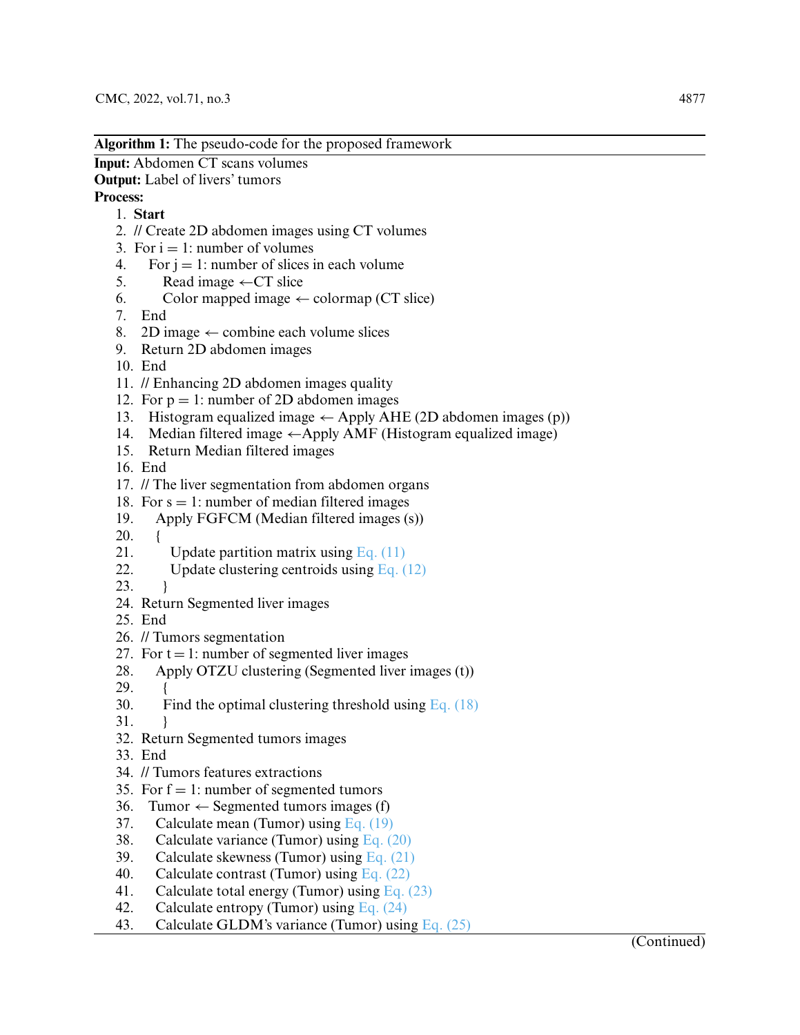**Algorithm 1:** The pseudo-code for the proposed framework

**Input:** Abdomen CT scans volumes
**Output:** Label of livers' tumors
**Process:**

```
1.  Start
2.  // Create 2D abdomen images using CT volumes
3.  For i = 1: number of volumes
4.     For j = 1: number of slices in each volume
5.        Read image ←CT slice
6.        Color mapped image ← colormap (CT slice)
7.   End
8.   2D image ← combine each volume slices
9.   Return 2D abdomen images
10.  End
11.  // Enhancing 2D abdomen images quality
12.  For p = 1: number of 2D abdomen images
13.    Histogram equalized image ← Apply AHE (2D abdomen images (p))
14.    Median filtered image ←Apply AMF (Histogram equalized image)
15.    Return Median filtered images
16.  End
17.  // The liver segmentation from abdomen organs
18.  For s = 1: number of median filtered images
19.     Apply FGFCM (Median filtered images (s))
20.     {
21.        Update partition matrix using Eq. (11)
22.        Update clustering centroids using Eq. (12)
23.      }
24.  Return Segmented liver images
25.  End
26.  // Tumors segmentation
27.  For t = 1: number of segmented liver images
28.     Apply OTZU clustering (Segmented liver images (t))
29.       {
30.       Find the optimal clustering threshold using Eq. (18)
31.       }
32.  Return Segmented tumors images
33.  End
34.  // Tumors features extractions
35.  For f = 1: number of segmented tumors
36.    Tumor ← Segmented tumors images (f)
37.     Calculate mean (Tumor) using Eq. (19)
38.     Calculate variance (Tumor) using Eq. (20)
39.     Calculate skewness (Tumor) using Eq. (21)
40.     Calculate contrast (Tumor) using Eq. (22)
41.     Calculate total energy (Tumor) using Eq. (23)
42.     Calculate entropy (Tumor) using Eq. (24)
43.     Calculate GLDM's variance (Tumor) using Eq. (25)
```

(Continued)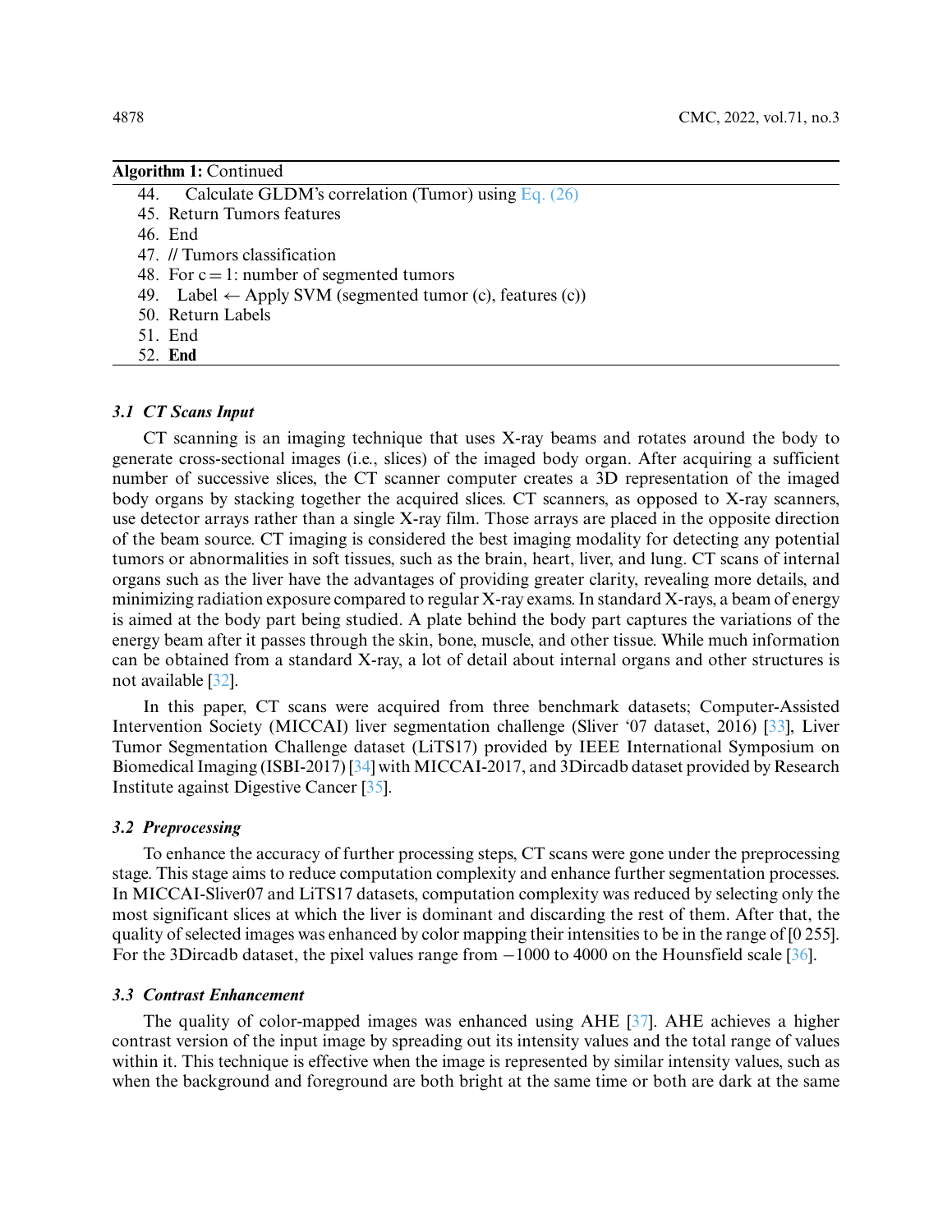**Algorithm 1:** Continued

44. Calculate GLDM's correlation (Tumor) using Eq. (26)
45. Return Tumors features
46. End
47. // Tumors classification
48. For c = 1: number of segmented tumors
49. Label ← Apply SVM (segmented tumor (c), features (c))
50. Return Labels
51. End
52. **End**

### *3.1 CT Scans Input*

CT scanning is an imaging technique that uses X-ray beams and rotates around the body to generate cross-sectional images (i.e., slices) of the imaged body organ. After acquiring a sufficient number of successive slices, the CT scanner computer creates a 3D representation of the imaged body organs by stacking together the acquired slices. CT scanners, as opposed to X-ray scanners, use detector arrays rather than a single X-ray film. Those arrays are placed in the opposite direction of the beam source. CT imaging is considered the best imaging modality for detecting any potential tumors or abnormalities in soft tissues, such as the brain, heart, liver, and lung. CT scans of internal organs such as the liver have the advantages of providing greater clarity, revealing more details, and minimizing radiation exposure compared to regular X-ray exams. In standard X-rays, a beam of energy is aimed at the body part being studied. A plate behind the body part captures the variations of the energy beam after it passes through the skin, bone, muscle, and other tissue. While much information can be obtained from a standard X-ray, a lot of detail about internal organs and other structures is not available [32].

In this paper, CT scans were acquired from three benchmark datasets; Computer-Assisted Intervention Society (MICCAI) liver segmentation challenge (Sliver '07 dataset, 2016) [33], Liver Tumor Segmentation Challenge dataset (LiTS17) provided by IEEE International Symposium on Biomedical Imaging (ISBI-2017) [34] with MICCAI-2017, and 3Dircadb dataset provided by Research Institute against Digestive Cancer [35].

### *3.2 Preprocessing*

To enhance the accuracy of further processing steps, CT scans were gone under the preprocessing stage. This stage aims to reduce computation complexity and enhance further segmentation processes. In MICCAI-Sliver07 and LiTS17 datasets, computation complexity was reduced by selecting only the most significant slices at which the liver is dominant and discarding the rest of them. After that, the quality of selected images was enhanced by color mapping their intensities to be in the range of [0 255]. For the 3Dircadb dataset, the pixel values range from −1000 to 4000 on the Hounsfield scale [36].

### *3.3 Contrast Enhancement*

The quality of color-mapped images was enhanced using AHE [37]. AHE achieves a higher contrast version of the input image by spreading out its intensity values and the total range of values within it. This technique is effective when the image is represented by similar intensity values, such as when the background and foreground are both bright at the same time or both are dark at the same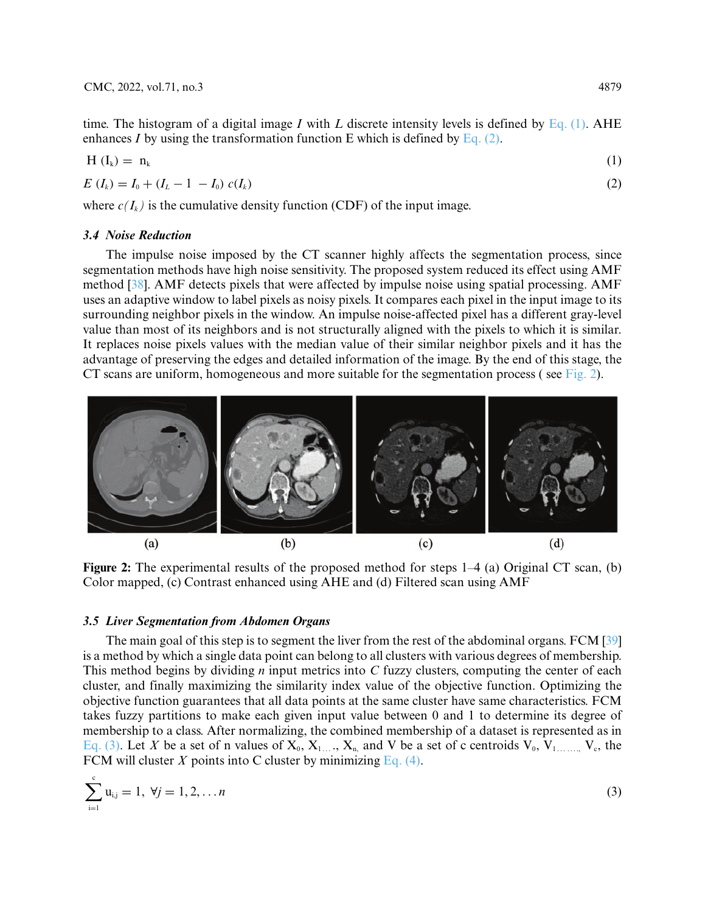time. The histogram of a digital image $I$ with $L$ discrete intensity levels is defined by Eq. (1). AHE enhances $I$ by using the transformation function E which is defined by Eq. (2).

$$H\,(I_k) = n_k \tag{1}$$

$$E\,(I_k) = I_0 + (I_L - 1 - I_0)\,c(I_k) \tag{2}$$

where $c(I_k)$ is the cumulative density function (CDF) of the input image.

### *3.4 Noise Reduction*

The impulse noise imposed by the CT scanner highly affects the segmentation process, since segmentation methods have high noise sensitivity. The proposed system reduced its effect using AMF method [38]. AMF detects pixels that were affected by impulse noise using spatial processing. AMF uses an adaptive window to label pixels as noisy pixels. It compares each pixel in the input image to its surrounding neighbor pixels in the window. An impulse noise-affected pixel has a different gray-level value than most of its neighbors and is not structurally aligned with the pixels to which it is similar. It replaces noise pixels values with the median value of their similar neighbor pixels and it has the advantage of preserving the edges and detailed information of the image. By the end of this stage, the CT scans are uniform, homogeneous and more suitable for the segmentation process ( see Fig. 2).

(a) (b) (c) (d)

**Figure 2:** The experimental results of the proposed method for steps 1–4 (a) Original CT scan, (b) Color mapped, (c) Contrast enhanced using AHE and (d) Filtered scan using AMF

### *3.5 Liver Segmentation from Abdomen Organs*

The main goal of this step is to segment the liver from the rest of the abdominal organs. FCM [39] is a method by which a single data point can belong to all clusters with various degrees of membership. This method begins by dividing $n$ input metrics into $C$ fuzzy clusters, computing the center of each cluster, and finally maximizing the similarity index value of the objective function. Optimizing the objective function guarantees that all data points at the same cluster have same characteristics. FCM takes fuzzy partitions to make each given input value between 0 and 1 to determine its degree of membership to a class. After normalizing, the combined membership of a dataset is represented as in Eq. (3). Let $X$ be a set of n values of $X_0$, $X_{1\ldots}$., $X_n$, and V be a set of c centroids $V_0$, $V_{1\ldots\ldots}$, $V_c$, the FCM will cluster $X$ points into C cluster by minimizing Eq. (4).

$$\sum_{i=1}^{c} u_{i,j} = 1,\ \forall j = 1, 2, \ldots n \tag{3}$$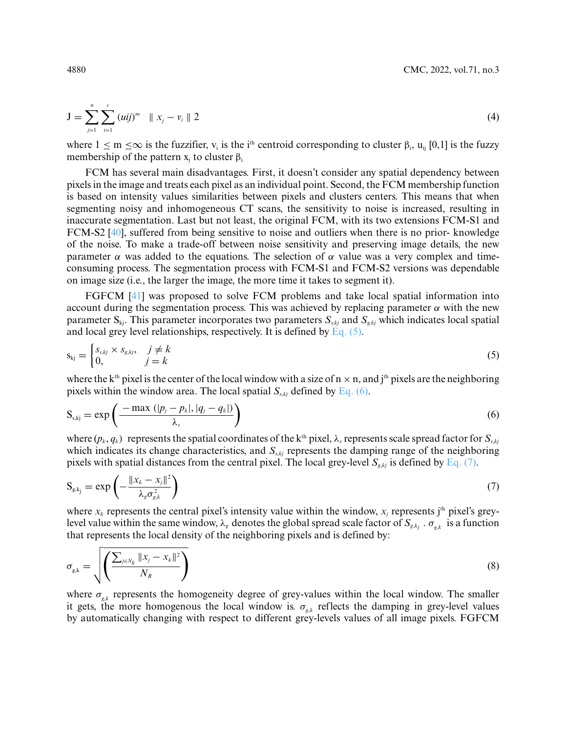$$J = \sum_{j=1}^{n} \sum_{i=1}^{c} (uij)^m \quad \| x_j - v_i \| 2 \tag{4}$$

where $1 \leq m \leq \infty$ is the fuzzifier, $v_i$ is the i[th] centroid corresponding to cluster $\beta_i$, $u_{ij}$ [0,1] is the fuzzy membership of the pattern $x_j$ to cluster $\beta_i$.

FCM has several main disadvantages. First, it doesn't consider any spatial dependency between pixels in the image and treats each pixel as an individual point. Second, the FCM membership function is based on intensity values similarities between pixels and clusters centers. This means that when segmenting noisy and inhomogeneous CT scans, the sensitivity to noise is increased, resulting in inaccurate segmentation. Last but not least, the original FCM, with its two extensions FCM-S1 and FCM-S2 [40], suffered from being sensitive to noise and outliers when there is no prior- knowledge of the noise. To make a trade-off between noise sensitivity and preserving image details, the new parameter $\alpha$ was added to the equations. The selection of $\alpha$ value was a very complex and time-consuming process. The segmentation process with FCM-S1 and FCM-S2 versions was dependable on image size (i.e., the larger the image, the more time it takes to segment it).

FGFCM [41] was proposed to solve FCM problems and take local spatial information into account during the segmentation process. This was achieved by replacing parameter $\alpha$ with the new parameter $S_{kj}$. This parameter incorporates two parameters $S_{s,kj}$ and $S_{g,kj}$ which indicates local spatial and local grey level relationships, respectively. It is defined by Eq. (5).

$$S_{kj} = \begin{cases} s_{s,kj} \times s_{g,kj}, & j \neq k \\ 0, & j = k \end{cases} \tag{5}$$

where the k[th] pixel is the center of the local window with a size of n × n, and j[th] pixels are the neighboring pixels within the window area. The local spatial $S_{s,kj}$ defined by Eq. (6).

$$S_{s,kj} = \exp\left(\frac{-\max\left(|p_j - p_k|, |q_j - q_k|\right)}{\lambda_s}\right) \tag{6}$$

where $(p_k, q_k)$ represents the spatial coordinates of the k[th] pixel, $\lambda_s$ represents scale spread factor for $S_{s,kj}$ which indicates its change characteristics, and $S_{s,kj}$ represents the damping range of the neighboring pixels with spatial distances from the central pixel. The local grey-level $S_{g,kj}$ is defined by Eq. (7).

$$S_{g,k_j} = \exp\left(-\frac{\|x_k - x_j\|^2}{\lambda_g \sigma_{g,k}^2}\right) \tag{7}$$

where $x_k$ represents the central pixel's intensity value within the window, $x_j$ represents j[th] pixel's grey-level value within the same window, $\lambda_g$ denotes the global spread scale factor of $S_{g,k_j}$ . $\sigma_{g,k}$ is a function that represents the local density of the neighboring pixels and is defined by:

$$\sigma_{g,k} = \sqrt{\left(\frac{\sum_{j \in N_k} \|x_j - x_k\|^2}{N_R}\right)} \tag{8}$$

where $\sigma_{g,k}$ represents the homogeneity degree of grey-values within the local window. The smaller it gets, the more homogenous the local window is. $\sigma_{g,k}$ reflects the damping in grey-level values by automatically changing with respect to different grey-levels values of all image pixels. FGFCM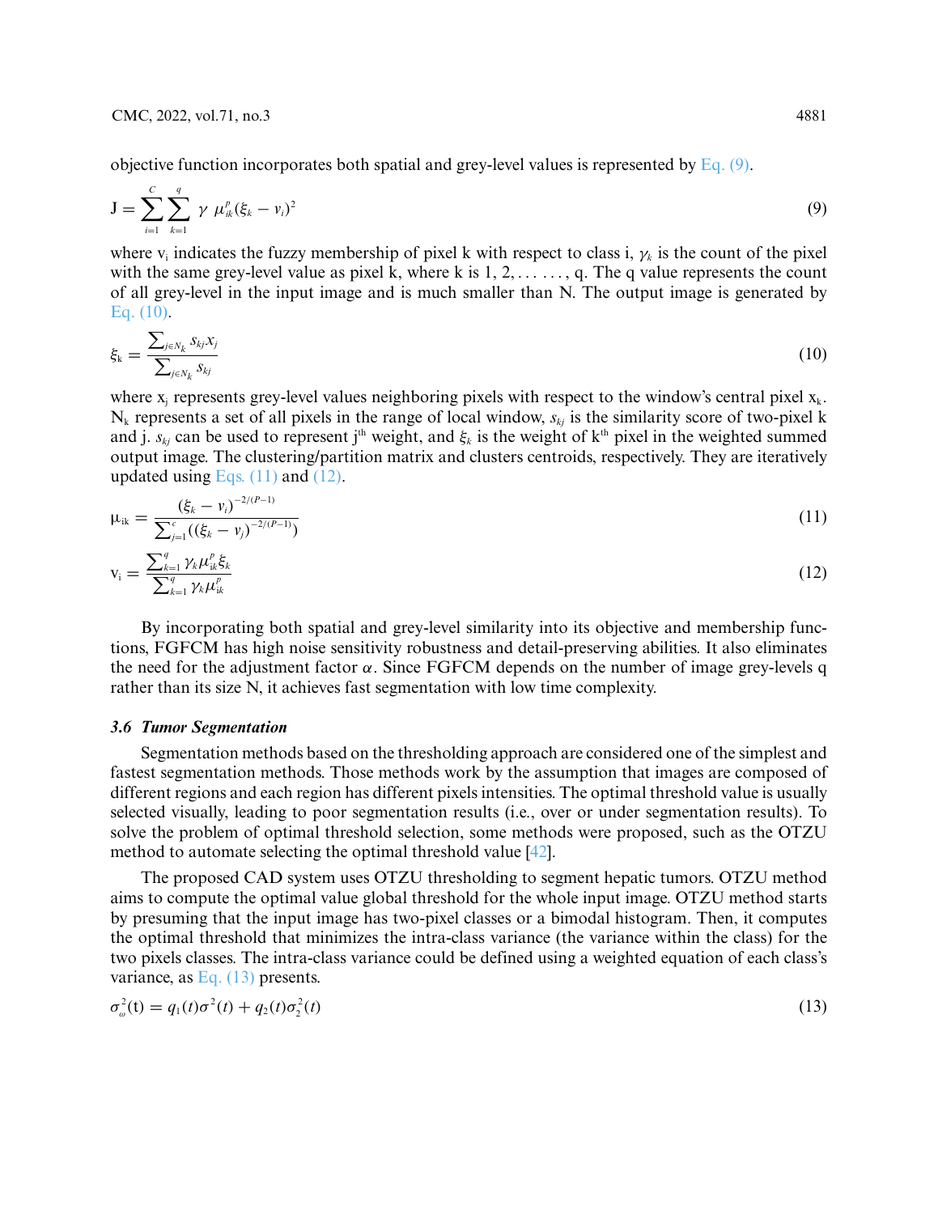objective function incorporates both spatial and grey-level values is represented by Eq. (9).

$$\mathrm{J} = \sum_{i=1}^{C} \sum_{k=1}^{q} \gamma \ \mu_{ik}^{p} (\xi_k - v_i)^2 \tag{9}$$

where $v_i$ indicates the fuzzy membership of pixel k with respect to class i, $\gamma_k$ is the count of the pixel with the same grey-level value as pixel k, where k is 1, 2, . . . . . . , q. The q value represents the count of all grey-level in the input image and is much smaller than N. The output image is generated by Eq. (10).

$$\xi_k = \frac{\sum_{j \in N_k} s_{kj} x_j}{\sum_{j \in N_k} s_{kj}} \tag{10}$$

where $x_j$ represents grey-level values neighboring pixels with respect to the window's central pixel $x_k$. $N_k$ represents a set of all pixels in the range of local window, $s_{kj}$ is the similarity score of two-pixel k and j. $s_{kj}$ can be used to represent $j^{th}$ weight, and $\xi_k$ is the weight of $k^{th}$ pixel in the weighted summed output image. The clustering/partition matrix and clusters centroids, respectively. They are iteratively updated using Eqs. (11) and (12).

$$\mu_{ik} = \frac{(\xi_k - v_i)^{-2/(P-1)}}{\sum_{j=1}^{c} ((\xi_k - v_j)^{-2/(P-1)})} \tag{11}$$

$$v_i = \frac{\sum_{k=1}^{q} \gamma_k \mu_{ik}^{p} \xi_k}{\sum_{k=1}^{q} \gamma_k \mu_{ik}^{p}} \tag{12}$$

By incorporating both spatial and grey-level similarity into its objective and membership functions, FGFCM has high noise sensitivity robustness and detail-preserving abilities. It also eliminates the need for the adjustment factor $\alpha$. Since FGFCM depends on the number of image grey-levels q rather than its size N, it achieves fast segmentation with low time complexity.

### *3.6 Tumor Segmentation*

Segmentation methods based on the thresholding approach are considered one of the simplest and fastest segmentation methods. Those methods work by the assumption that images are composed of different regions and each region has different pixels intensities. The optimal threshold value is usually selected visually, leading to poor segmentation results (i.e., over or under segmentation results). To solve the problem of optimal threshold selection, some methods were proposed, such as the OTZU method to automate selecting the optimal threshold value [42].

The proposed CAD system uses OTZU thresholding to segment hepatic tumors. OTZU method aims to compute the optimal value global threshold for the whole input image. OTZU method starts by presuming that the input image has two-pixel classes or a bimodal histogram. Then, it computes the optimal threshold that minimizes the intra-class variance (the variance within the class) for the two pixels classes. The intra-class variance could be defined using a weighted equation of each class's variance, as Eq. (13) presents.

$$\sigma_{\omega}^{2}(\mathrm{t}) = q_1(t)\sigma^2(t) + q_2(t)\sigma_2^2(t) \tag{13}$$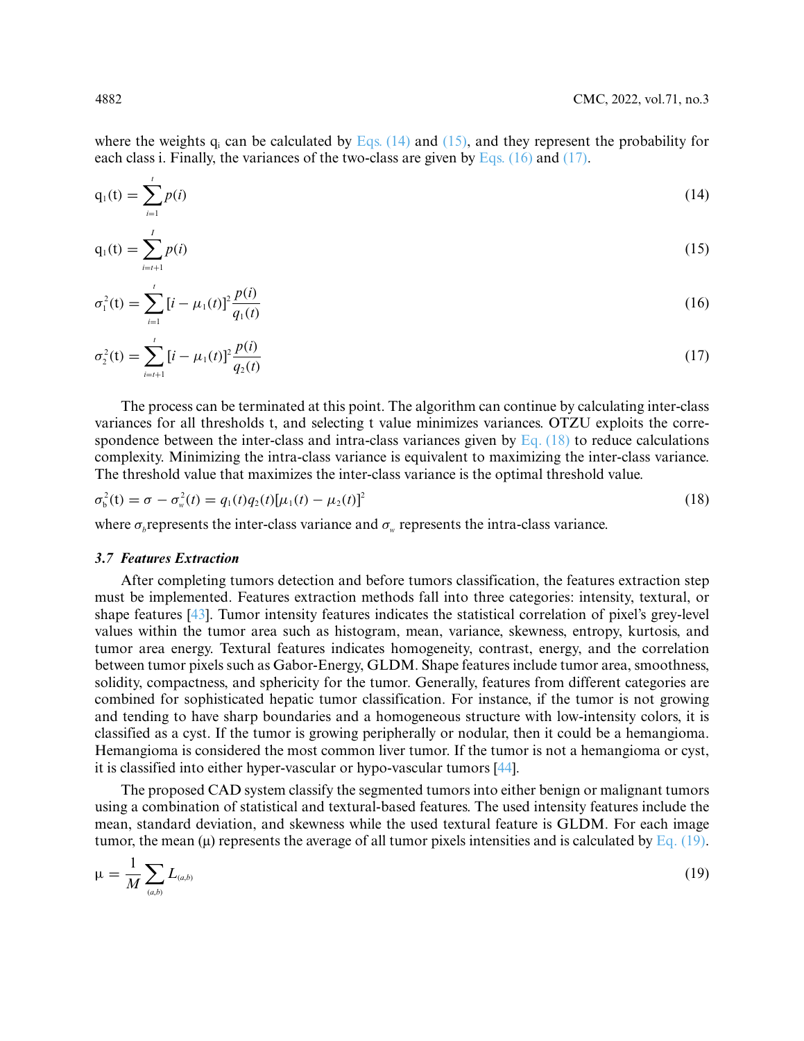where the weights $q_i$ can be calculated by Eqs. (14) and (15), and they represent the probability for each class i. Finally, the variances of the two-class are given by Eqs. (16) and (17).

$$q_1(t) = \sum_{i=1}^{t} p(i) \tag{14}$$

$$q_1(t) = \sum_{i=t+1}^{I} p(i) \tag{15}$$

$$\sigma_1^2(t) = \sum_{i=1}^{t} [i - \mu_1(t)]^2 \frac{p(i)}{q_1(t)} \tag{16}$$

$$\sigma_2^2(t) = \sum_{i=t+1}^{t} [i - \mu_1(t)]^2 \frac{p(i)}{q_2(t)} \tag{17}$$

The process can be terminated at this point. The algorithm can continue by calculating inter-class variances for all thresholds t, and selecting t value minimizes variances. OTZU exploits the correspondence between the inter-class and intra-class variances given by Eq. (18) to reduce calculations complexity. Minimizing the intra-class variance is equivalent to maximizing the inter-class variance. The threshold value that maximizes the inter-class variance is the optimal threshold value.

$$\sigma_b^2(t) = \sigma - \sigma_w^2(t) = q_1(t) q_2(t) [\mu_1(t) - \mu_2(t)]^2 \tag{18}$$

where $\sigma_b$ represents the inter-class variance and $\sigma_w$ represents the intra-class variance.

### *3.7 Features Extraction*

After completing tumors detection and before tumors classification, the features extraction step must be implemented. Features extraction methods fall into three categories: intensity, textural, or shape features [43]. Tumor intensity features indicates the statistical correlation of pixel's grey-level values within the tumor area such as histogram, mean, variance, skewness, entropy, kurtosis, and tumor area energy. Textural features indicates homogeneity, contrast, energy, and the correlation between tumor pixels such as Gabor-Energy, GLDM. Shape features include tumor area, smoothness, solidity, compactness, and sphericity for the tumor. Generally, features from different categories are combined for sophisticated hepatic tumor classification. For instance, if the tumor is not growing and tending to have sharp boundaries and a homogeneous structure with low-intensity colors, it is classified as a cyst. If the tumor is growing peripherally or nodular, then it could be a hemangioma. Hemangioma is considered the most common liver tumor. If the tumor is not a hemangioma or cyst, it is classified into either hyper-vascular or hypo-vascular tumors [44].

The proposed CAD system classify the segmented tumors into either benign or malignant tumors using a combination of statistical and textural-based features. The used intensity features include the mean, standard deviation, and skewness while the used textural feature is GLDM. For each image tumor, the mean (μ) represents the average of all tumor pixels intensities and is calculated by Eq. (19).

$$\mu = \frac{1}{M} \sum_{(a,b)} L_{(a,b)} \tag{19}$$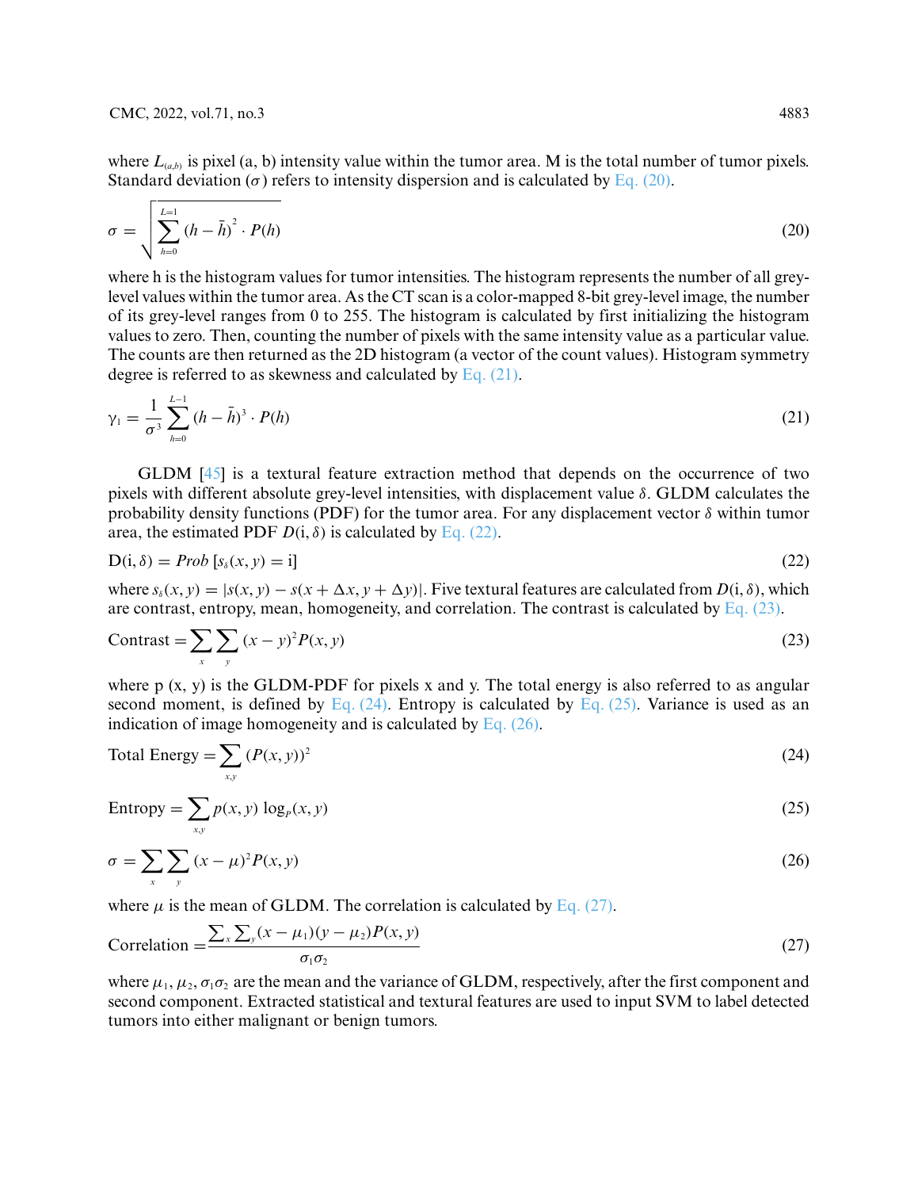where $L_{(a,b)}$ is pixel (a, b) intensity value within the tumor area. M is the total number of tumor pixels. Standard deviation ($\sigma$) refers to intensity dispersion and is calculated by Eq. (20).

$$\sigma = \sqrt{\sum_{h=0}^{L=1} \left(h - \bar{h}\right)^2 \cdot P(h)} \tag{20}$$

where h is the histogram values for tumor intensities. The histogram represents the number of all grey-level values within the tumor area. As the CT scan is a color-mapped 8-bit grey-level image, the number of its grey-level ranges from 0 to 255. The histogram is calculated by first initializing the histogram values to zero. Then, counting the number of pixels with the same intensity value as a particular value. The counts are then returned as the 2D histogram (a vector of the count values). Histogram symmetry degree is referred to as skewness and calculated by Eq. (21).

$$\gamma_1 = \frac{1}{\sigma^3} \sum_{h=0}^{L-1} (h - \bar{h})^3 \cdot P(h) \tag{21}$$

GLDM [45] is a textural feature extraction method that depends on the occurrence of two pixels with different absolute grey-level intensities, with displacement value $\delta$. GLDM calculates the probability density functions (PDF) for the tumor area. For any displacement vector $\delta$ within tumor area, the estimated PDF $D(\mathrm{i}, \delta)$ is calculated by Eq. (22).

$$\mathrm{D}(\mathrm{i}, \delta) = Prob\left[s_\delta(x, y) = \mathrm{i}\right] \tag{22}$$

where $s_\delta(x, y) = |s(x, y) - s(x + \Delta x, y + \Delta y)|$. Five textural features are calculated from $D(\mathrm{i}, \delta)$, which are contrast, entropy, mean, homogeneity, and correlation. The contrast is calculated by Eq. (23).

$$\text{Contrast} = \sum_x \sum_y (x - y)^2 P(x, y) \tag{23}$$

where p (x, y) is the GLDM-PDF for pixels x and y. The total energy is also referred to as angular second moment, is defined by Eq. (24). Entropy is calculated by Eq. (25). Variance is used as an indication of image homogeneity and is calculated by Eq. (26).

$$\text{Total Energy} = \sum_{x,y} (P(x, y))^2 \tag{24}$$

$$\text{Entropy} = \sum_{x,y} p(x, y) \log_P(x, y) \tag{25}$$

$$\sigma = \sum_x \sum_y (x - \mu)^2 P(x, y) \tag{26}$$

where $\mu$ is the mean of GLDM. The correlation is calculated by Eq. (27).

$$\text{Correlation} = \frac{\sum_x \sum_y (x - \mu_1)(y - \mu_2) P(x, y)}{\sigma_1 \sigma_2} \tag{27}$$

where $\mu_1$, $\mu_2$, $\sigma_1\sigma_2$ are the mean and the variance of GLDM, respectively, after the first component and second component. Extracted statistical and textural features are used to input SVM to label detected tumors into either malignant or benign tumors.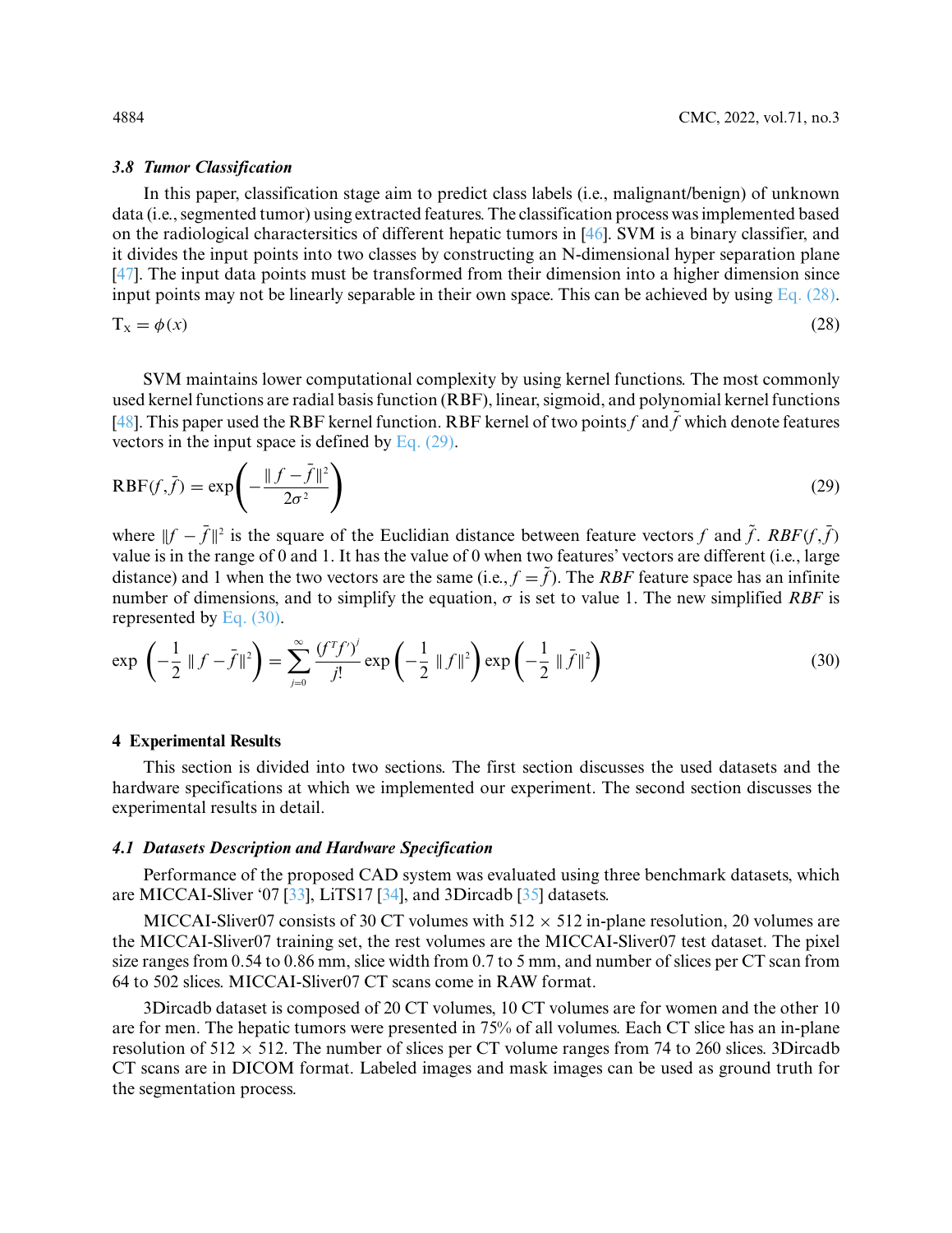### 3.8 Tumor Classification

In this paper, classification stage aim to predict class labels (i.e., malignant/benign) of unknown data (i.e., segmented tumor) using extracted features. The classification process was implemented based on the radiological charactersitics of different hepatic tumors in [46]. SVM is a binary classifier, and it divides the input points into two classes by constructing an N-dimensional hyper separation plane [47]. The input data points must be transformed from their dimension into a higher dimension since input points may not be linearly separable in their own space. This can be achieved by using Eq. (28).

$$\mathrm{T_x} = \phi(x) \tag{28}$$

SVM maintains lower computational complexity by using kernel functions. The most commonly used kernel functions are radial basis function (RBF), linear, sigmoid, and polynomial kernel functions [48]. This paper used the RBF kernel function. RBF kernel of two points $f$ and $\tilde{f}$ which denote features vectors in the input space is defined by Eq. (29).

$$\mathrm{RBF}(f, \bar{f}) = \exp\left(-\frac{\| f - \bar{f} \|^2}{2\sigma^2}\right) \tag{29}$$

where $\|f - \bar{f}\|^2$ is the square of the Euclidian distance between feature vectors $f$ and $\tilde{f}$. $RBF(f, \bar{f})$ value is in the range of 0 and 1. It has the value of 0 when two features' vectors are different (i.e., large distance) and 1 when the two vectors are the same (i.e., $f = \tilde{f}$). The $RBF$ feature space has an infinite number of dimensions, and to simplify the equation, $\sigma$ is set to value 1. The new simplified $RBF$ is represented by Eq. (30).

$$\exp\left(-\frac{1}{2} \| f - \bar{f} \|^2\right) = \sum_{j=0}^{\infty} \frac{(f^T f')^j}{j!} \exp\left(-\frac{1}{2} \| f \|^2\right) \exp\left(-\frac{1}{2} \| \bar{f} \|^2\right) \tag{30}$$

## 4 Experimental Results

This section is divided into two sections. The first section discusses the used datasets and the hardware specifications at which we implemented our experiment. The second section discusses the experimental results in detail.

### 4.1 Datasets Description and Hardware Specification

Performance of the proposed CAD system was evaluated using three benchmark datasets, which are MICCAI-Sliver '07 [33], LiTS17 [34], and 3Dircadb [35] datasets.

MICCAI-Sliver07 consists of 30 CT volumes with 512 × 512 in-plane resolution, 20 volumes are the MICCAI-Sliver07 training set, the rest volumes are the MICCAI-Sliver07 test dataset. The pixel size ranges from 0.54 to 0.86 mm, slice width from 0.7 to 5 mm, and number of slices per CT scan from 64 to 502 slices. MICCAI-Sliver07 CT scans come in RAW format.

3Dircadb dataset is composed of 20 CT volumes, 10 CT volumes are for women and the other 10 are for men. The hepatic tumors were presented in 75% of all volumes. Each CT slice has an in-plane resolution of 512 × 512. The number of slices per CT volume ranges from 74 to 260 slices. 3Dircadb CT scans are in DICOM format. Labeled images and mask images can be used as ground truth for the segmentation process.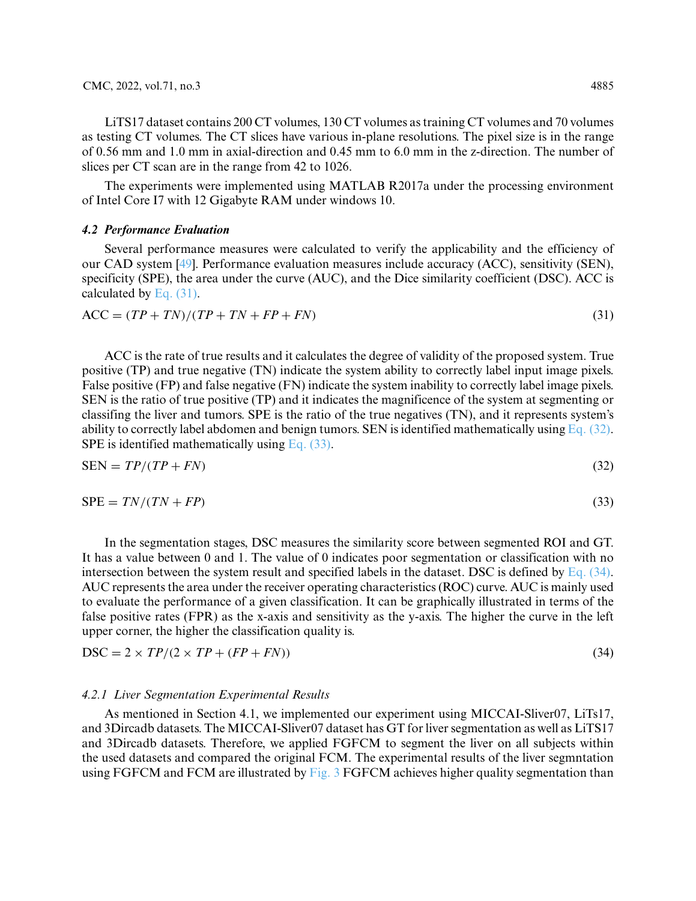LiTS17 dataset contains 200 CT volumes, 130 CT volumes as training CT volumes and 70 volumes as testing CT volumes. The CT slices have various in-plane resolutions. The pixel size is in the range of 0.56 mm and 1.0 mm in axial-direction and 0.45 mm to 6.0 mm in the z-direction. The number of slices per CT scan are in the range from 42 to 1026.

The experiments were implemented using MATLAB R2017a under the processing environment of Intel Core I7 with 12 Gigabyte RAM under windows 10.

### 4.2 Performance Evaluation

Several performance measures were calculated to verify the applicability and the efficiency of our CAD system [49]. Performance evaluation measures include accuracy (ACC), sensitivity (SEN), specificity (SPE), the area under the curve (AUC), and the Dice similarity coefficient (DSC). ACC is calculated by Eq. (31).

$$\text{ACC} = (TP + TN)/(TP + TN + FP + FN) \tag{31}$$

ACC is the rate of true results and it calculates the degree of validity of the proposed system. True positive (TP) and true negative (TN) indicate the system ability to correctly label input image pixels. False positive (FP) and false negative (FN) indicate the system inability to correctly label image pixels. SEN is the ratio of true positive (TP) and it indicates the magnificence of the system at segmenting or classifing the liver and tumors. SPE is the ratio of the true negatives (TN), and it represents system's ability to correctly label abdomen and benign tumors. SEN is identified mathematically using Eq. (32). SPE is identified mathematically using Eq. (33).

$$\text{SEN} = TP/(TP + FN) \tag{32}$$

$$\text{SPE} = TN/(TN + FP) \tag{33}$$

In the segmentation stages, DSC measures the similarity score between segmented ROI and GT. It has a value between 0 and 1. The value of 0 indicates poor segmentation or classification with no intersection between the system result and specified labels in the dataset. DSC is defined by Eq. (34). AUC represents the area under the receiver operating characteristics (ROC) curve. AUC is mainly used to evaluate the performance of a given classification. It can be graphically illustrated in terms of the false positive rates (FPR) as the x-axis and sensitivity as the y-axis. The higher the curve in the left upper corner, the higher the classification quality is.

$$\text{DSC} = 2 \times TP/(2 \times TP + (FP + FN)) \tag{34}$$

#### 4.2.1 Liver Segmentation Experimental Results

As mentioned in Section 4.1, we implemented our experiment using MICCAI-Sliver07, LiTs17, and 3Dircadb datasets. The MICCAI-Sliver07 dataset has GT for liver segmentation as well as LiTS17 and 3Dircadb datasets. Therefore, we applied FGFCM to segment the liver on all subjects within the used datasets and compared the original FCM. The experimental results of the liver segmntation using FGFCM and FCM are illustrated by Fig. 3 FGFCM achieves higher quality segmentation than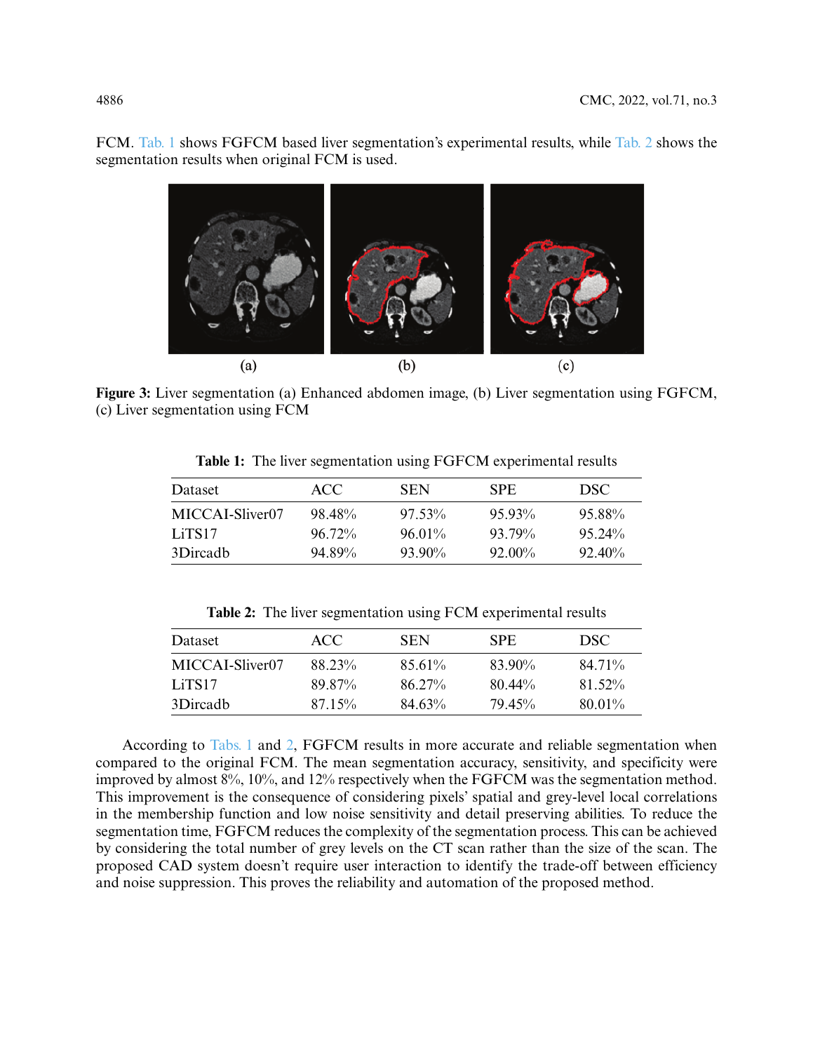FCM. Tab. 1 shows FGFCM based liver segmentation's experimental results, while Tab. 2 shows the segmentation results when original FCM is used.

(a) (b) (c)

**Figure 3:** Liver segmentation (a) Enhanced abdomen image, (b) Liver segmentation using FGFCM, (c) Liver segmentation using FCM

**Table 1:** The liver segmentation using FGFCM experimental results

| Dataset | ACC | SEN | SPE | DSC |
|---|---|---|---|---|
| MICCAI-Sliver07 | 98.48% | 97.53% | 95.93% | 95.88% |
| LiTS17 | 96.72% | 96.01% | 93.79% | 95.24% |
| 3Dircadb | 94.89% | 93.90% | 92.00% | 92.40% |

**Table 2:** The liver segmentation using FCM experimental results

| Dataset | ACC | SEN | SPE | DSC |
|---|---|---|---|---|
| MICCAI-Sliver07 | 88.23% | 85.61% | 83.90% | 84.71% |
| LiTS17 | 89.87% | 86.27% | 80.44% | 81.52% |
| 3Dircadb | 87.15% | 84.63% | 79.45% | 80.01% |

According to Tabs. 1 and 2, FGFCM results in more accurate and reliable segmentation when compared to the original FCM. The mean segmentation accuracy, sensitivity, and specificity were improved by almost 8%, 10%, and 12% respectively when the FGFCM was the segmentation method. This improvement is the consequence of considering pixels' spatial and grey-level local correlations in the membership function and low noise sensitivity and detail preserving abilities. To reduce the segmentation time, FGFCM reduces the complexity of the segmentation process. This can be achieved by considering the total number of grey levels on the CT scan rather than the size of the scan. The proposed CAD system doesn't require user interaction to identify the trade-off between efficiency and noise suppression. This proves the reliability and automation of the proposed method.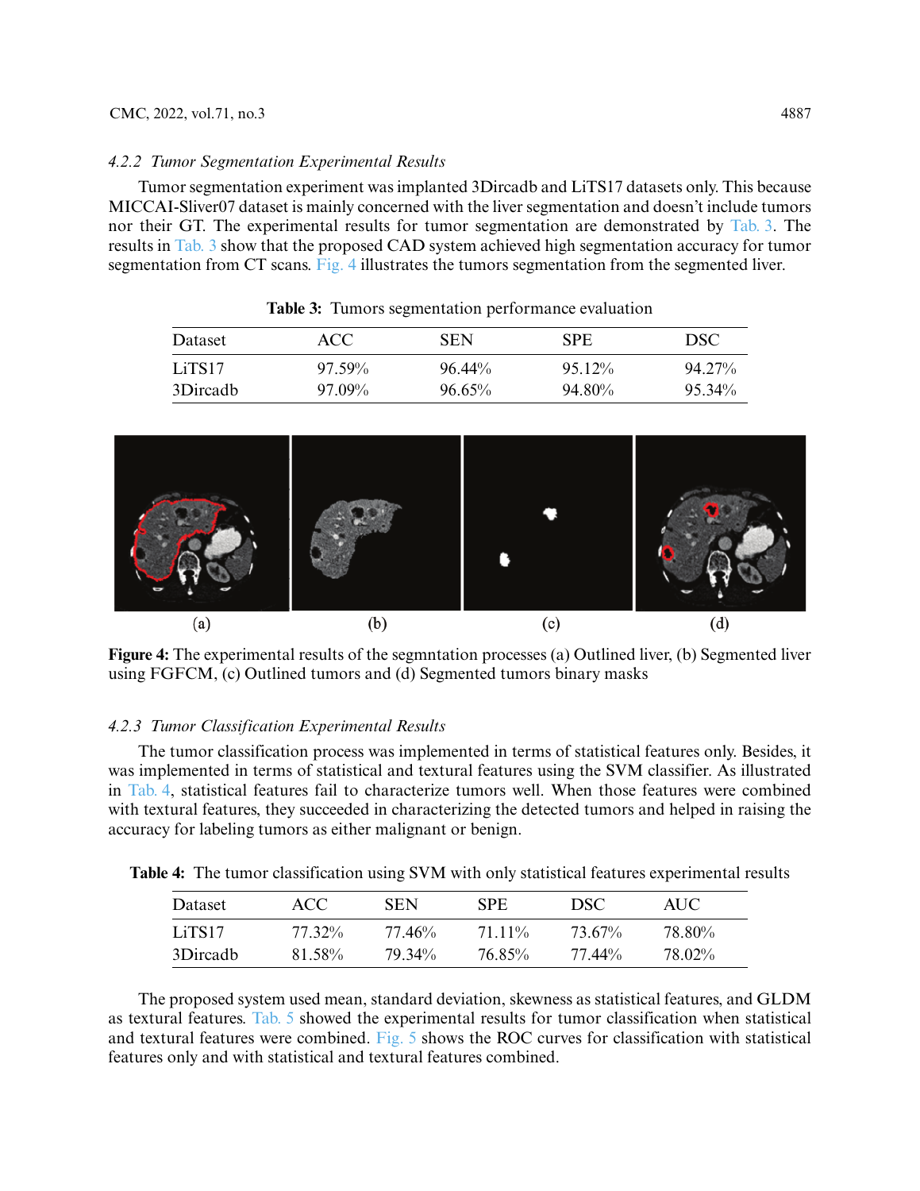#### 4.2.2 Tumor Segmentation Experimental Results

Tumor segmentation experiment was implanted 3Dircadb and LiTS17 datasets only. This because MICCAI-Sliver07 dataset is mainly concerned with the liver segmentation and doesn't include tumors nor their GT. The experimental results for tumor segmentation are demonstrated by Tab. 3. The results in Tab. 3 show that the proposed CAD system achieved high segmentation accuracy for tumor segmentation from CT scans. Fig. 4 illustrates the tumors segmentation from the segmented liver.

**Table 3:** Tumors segmentation performance evaluation

| Dataset | ACC | SEN | SPE | DSC |
|---|---|---|---|---|
| LiTS17 | 97.59% | 96.44% | 95.12% | 94.27% |
| 3Dircadb | 97.09% | 96.65% | 94.80% | 95.34% |

(a) (b) (c) (d)

**Figure 4:** The experimental results of the segmntation processes (a) Outlined liver, (b) Segmented liver using FGFCM, (c) Outlined tumors and (d) Segmented tumors binary masks

#### 4.2.3 Tumor Classification Experimental Results

The tumor classification process was implemented in terms of statistical features only. Besides, it was implemented in terms of statistical and textural features using the SVM classifier. As illustrated in Tab. 4, statistical features fail to characterize tumors well. When those features were combined with textural features, they succeeded in characterizing the detected tumors and helped in raising the accuracy for labeling tumors as either malignant or benign.

**Table 4:** The tumor classification using SVM with only statistical features experimental results

| Dataset | ACC | SEN | SPE | DSC | AUC |
|---|---|---|---|---|---|
| LiTS17 | 77.32% | 77.46% | 71.11% | 73.67% | 78.80% |
| 3Dircadb | 81.58% | 79.34% | 76.85% | 77.44% | 78.02% |

The proposed system used mean, standard deviation, skewness as statistical features, and GLDM as textural features. Tab. 5 showed the experimental results for tumor classification when statistical and textural features were combined. Fig. 5 shows the ROC curves for classification with statistical features only and with statistical and textural features combined.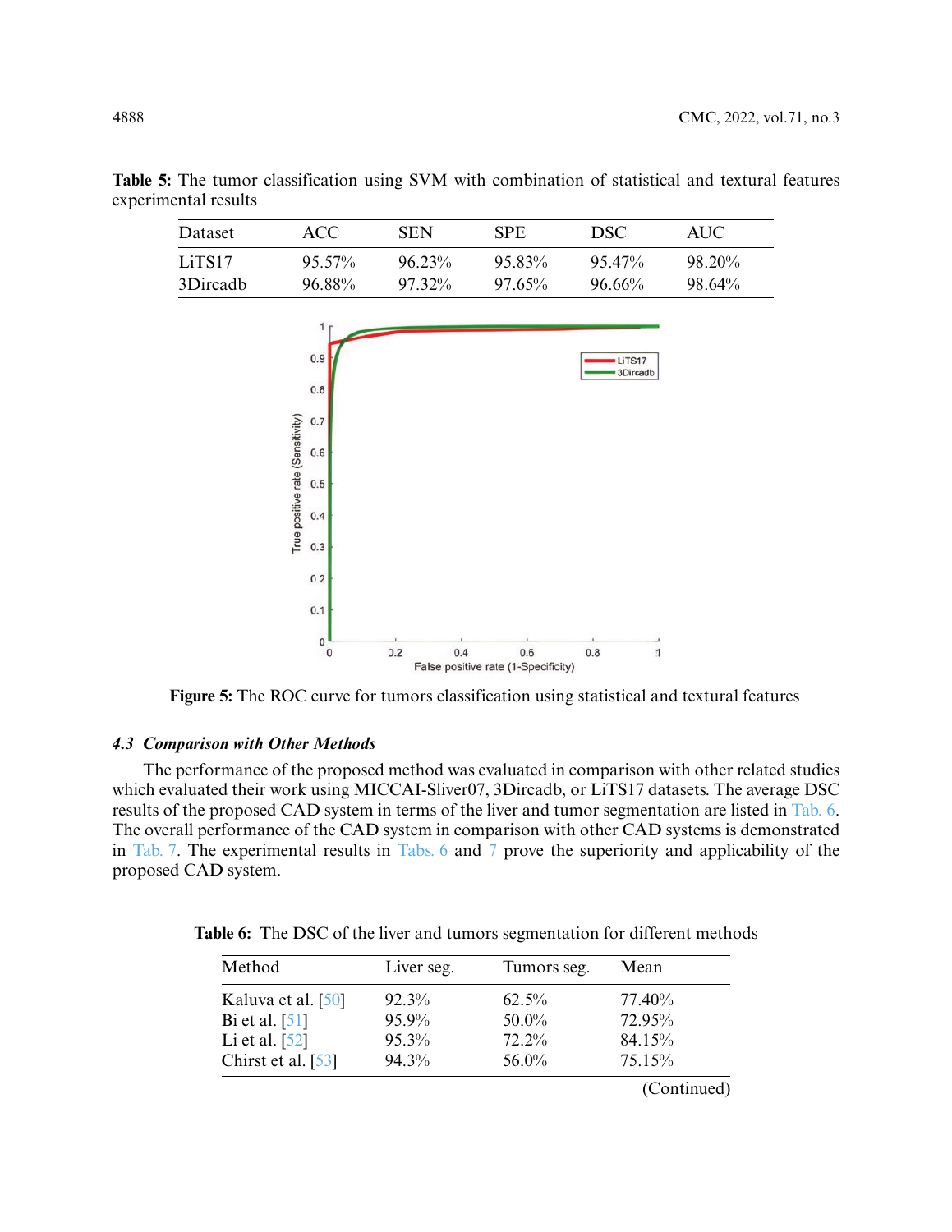**Table 5:** The tumor classification using SVM with combination of statistical and textural features experimental results

| Dataset | ACC | SEN | SPE | DSC | AUC |
|---|---|---|---|---|---|
| LiTS17 | 95.57% | 96.23% | 95.83% | 95.47% | 98.20% |
| 3Dircadb | 96.88% | 97.32% | 97.65% | 96.66% | 98.64% |

True positive rate (Sensitivity)

False positive rate (1-Specificity)

0
0.1
0.2
0.3
0.4
0.5
0.6
0.7
0.8
0.9
1

0
0.2
0.4
0.6
0.8
1

LiTS17
3Dircadb

**Figure 5:** The ROC curve for tumors classification using statistical and textural features

### *4.3 Comparison with Other Methods*

The performance of the proposed method was evaluated in comparison with other related studies which evaluated their work using MICCAI-Sliver07, 3Dircadb, or LiTS17 datasets. The average DSC results of the proposed CAD system in terms of the liver and tumor segmentation are listed in Tab. 6. The overall performance of the CAD system in comparison with other CAD systems is demonstrated in Tab. 7. The experimental results in Tabs. 6 and 7 prove the superiority and applicability of the proposed CAD system.

**Table 6:** The DSC of the liver and tumors segmentation for different methods

| Method | Liver seg. | Tumors seg. | Mean |
|---|---|---|---|
| Kaluva et al. [50] | 92.3% | 62.5% | 77.40% |
| Bi et al. [51] | 95.9% | 50.0% | 72.95% |
| Li et al. [52] | 95.3% | 72.2% | 84.15% |
| Chirst et al. [53] | 94.3% | 56.0% | 75.15% |

(Continued)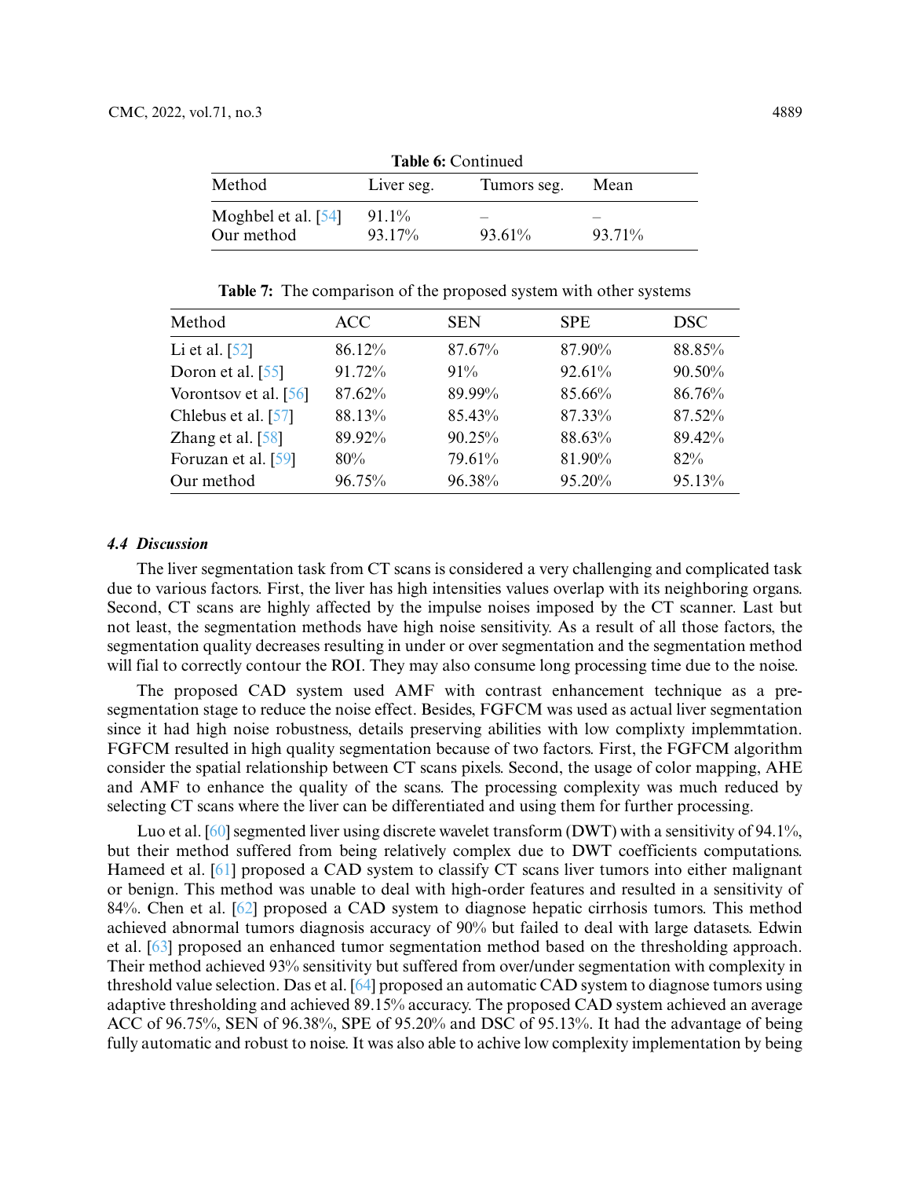**Table 6:** Continued

| Method | Liver seg. | Tumors seg. | Mean |
|---|---|---|---|
| Moghbel et al. [54] | 91.1% | – | – |
| Our method | 93.17% | 93.61% | 93.71% |

**Table 7:** The comparison of the proposed system with other systems

| Method | ACC | SEN | SPE | DSC |
|---|---|---|---|---|
| Li et al. [52] | 86.12% | 87.67% | 87.90% | 88.85% |
| Doron et al. [55] | 91.72% | 91% | 92.61% | 90.50% |
| Vorontsov et al. [56] | 87.62% | 89.99% | 85.66% | 86.76% |
| Chlebus et al. [57] | 88.13% | 85.43% | 87.33% | 87.52% |
| Zhang et al. [58] | 89.92% | 90.25% | 88.63% | 89.42% |
| Foruzan et al. [59] | 80% | 79.61% | 81.90% | 82% |
| Our method | 96.75% | 96.38% | 95.20% | 95.13% |

### *4.4 Discussion*

The liver segmentation task from CT scans is considered a very challenging and complicated task due to various factors. First, the liver has high intensities values overlap with its neighboring organs. Second, CT scans are highly affected by the impulse noises imposed by the CT scanner. Last but not least, the segmentation methods have high noise sensitivity. As a result of all those factors, the segmentation quality decreases resulting in under or over segmentation and the segmentation method will fial to correctly contour the ROI. They may also consume long processing time due to the noise.

The proposed CAD system used AMF with contrast enhancement technique as a pre-segmentation stage to reduce the noise effect. Besides, FGFCM was used as actual liver segmentation since it had high noise robustness, details preserving abilities with low complixty implemmtation. FGFCM resulted in high quality segmentation because of two factors. First, the FGFCM algorithm consider the spatial relationship between CT scans pixels. Second, the usage of color mapping, AHE and AMF to enhance the quality of the scans. The processing complexity was much reduced by selecting CT scans where the liver can be differentiated and using them for further processing.

Luo et al. [60] segmented liver using discrete wavelet transform (DWT) with a sensitivity of 94.1%, but their method suffered from being relatively complex due to DWT coefficients computations. Hameed et al. [61] proposed a CAD system to classify CT scans liver tumors into either malignant or benign. This method was unable to deal with high-order features and resulted in a sensitivity of 84%. Chen et al. [62] proposed a CAD system to diagnose hepatic cirrhosis tumors. This method achieved abnormal tumors diagnosis accuracy of 90% but failed to deal with large datasets. Edwin et al. [63] proposed an enhanced tumor segmentation method based on the thresholding approach. Their method achieved 93% sensitivity but suffered from over/under segmentation with complexity in threshold value selection. Das et al. [64] proposed an automatic CAD system to diagnose tumors using adaptive thresholding and achieved 89.15% accuracy. The proposed CAD system achieved an average ACC of 96.75%, SEN of 96.38%, SPE of 95.20% and DSC of 95.13%. It had the advantage of being fully automatic and robust to noise. It was also able to achive low complexity implementation by being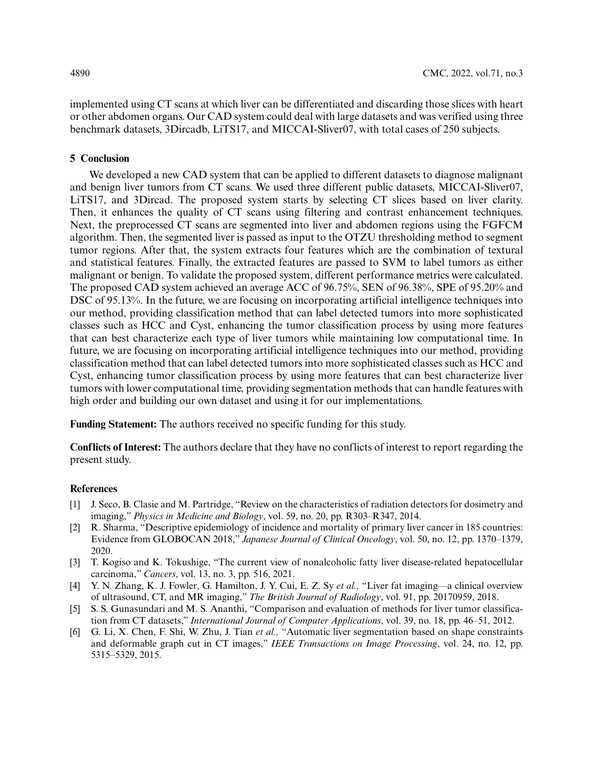implemented using CT scans at which liver can be differentiated and discarding those slices with heart or other abdomen organs. Our CAD system could deal with large datasets and was verified using three benchmark datasets, 3Dircadb, LiTS17, and MICCAI-Sliver07, with total cases of 250 subjects.

## 5 Conclusion

We developed a new CAD system that can be applied to different datasets to diagnose malignant and benign liver tumors from CT scans. We used three different public datasets, MICCAI-Sliver07, LiTS17, and 3Dircad. The proposed system starts by selecting CT slices based on liver clarity. Then, it enhances the quality of CT scans using filtering and contrast enhancement techniques. Next, the preprocessed CT scans are segmented into liver and abdomen regions using the FGFCM algorithm. Then, the segmented liver is passed as input to the OTZU thresholding method to segment tumor regions. After that, the system extracts four features which are the combination of textural and statistical features. Finally, the extracted features are passed to SVM to label tumors as either malignant or benign. To validate the proposed system, different performance metrics were calculated. The proposed CAD system achieved an average ACC of 96.75%, SEN of 96.38%, SPE of 95.20% and DSC of 95.13%. In the future, we are focusing on incorporating artificial intelligence techniques into our method, providing classification method that can label detected tumors into more sophisticated classes such as HCC and Cyst, enhancing the tumor classification process by using more features that can best characterize each type of liver tumors while maintaining low computational time. In future, we are focusing on incorporating artificial intelligence techniques into our method, providing classification method that can label detected tumors into more sophisticated classes such as HCC and Cyst, enhancing tumor classification process by using more features that can best characterize liver tumors with lower computational time, providing segmentation methods that can handle features with high order and building our own dataset and using it for our implementations.

**Funding Statement:** The authors received no specific funding for this study.

**Conflicts of Interest:** The authors declare that they have no conflicts of interest to report regarding the present study.

## References

[1] J. Seco, B. Clasie and M. Partridge, "Review on the characteristics of radiation detectors for dosimetry and imaging," *Physics in Medicine and Biology*, vol. 59, no. 20, pp. R303–R347, 2014.

[2] R. Sharma, "Descriptive epidemiology of incidence and mortality of primary liver cancer in 185 countries: Evidence from GLOBOCAN 2018," *Japanese Journal of Clinical Oncology*, vol. 50, no. 12, pp. 1370–1379, 2020.

[3] T. Kogiso and K. Tokushige, "The current view of nonalcoholic fatty liver disease-related hepatocellular carcinoma," *Cancers*, vol. 13, no. 3, pp. 516, 2021.

[4] Y. N. Zhang, K. J. Fowler, G. Hamilton, J. Y. Cui, E. Z. Sy *et al.,* "Liver fat imaging—a clinical overview of ultrasound, CT, and MR imaging," *The British Journal of Radiology*, vol. 91, pp. 20170959, 2018.

[5] S. S. Gunasundari and M. S. Ananthi, "Comparison and evaluation of methods for liver tumor classification from CT datasets," *International Journal of Computer Applications*, vol. 39, no. 18, pp. 46–51, 2012.

[6] G. Li, X. Chen, F. Shi, W. Zhu, J. Tian *et al.,* "Automatic liver segmentation based on shape constraints and deformable graph cut in CT images," *IEEE Transactions on Image Processing*, vol. 24, no. 12, pp. 5315–5329, 2015.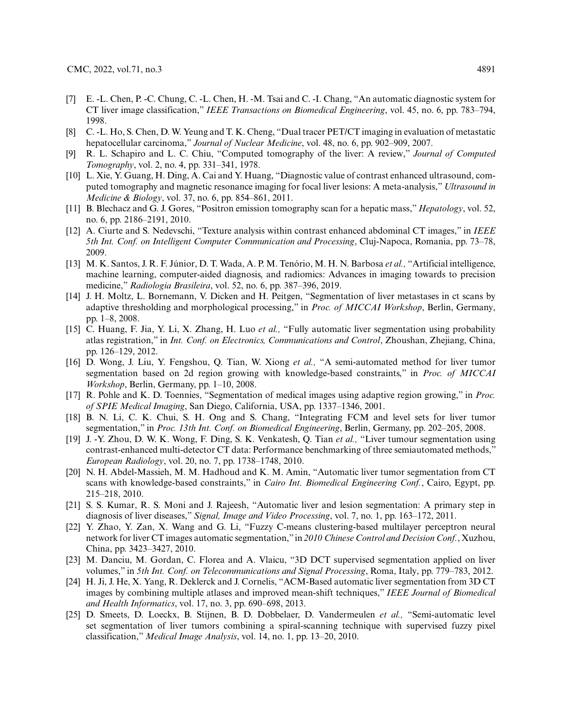[7] E. -L. Chen, P. -C. Chung, C. -L. Chen, H. -M. Tsai and C. -I. Chang, "An automatic diagnostic system for CT liver image classification," *IEEE Transactions on Biomedical Engineering*, vol. 45, no. 6, pp. 783–794, 1998.

[8] C. -L. Ho, S. Chen, D. W. Yeung and T. K. Cheng, "Dual tracer PET/CT imaging in evaluation of metastatic hepatocellular carcinoma," *Journal of Nuclear Medicine*, vol. 48, no. 6, pp. 902–909, 2007.

[9] R. L. Schapiro and L. C. Chiu, "Computed tomography of the liver: A review," *Journal of Computed Tomography*, vol. 2, no. 4, pp. 331–341, 1978.

[10] L. Xie, Y. Guang, H. Ding, A. Cai and Y. Huang, "Diagnostic value of contrast enhanced ultrasound, computed tomography and magnetic resonance imaging for focal liver lesions: A meta-analysis," *Ultrasound in Medicine & Biology*, vol. 37, no. 6, pp. 854–861, 2011.

[11] B. Blechacz and G. J. Gores, "Positron emission tomography scan for a hepatic mass," *Hepatology*, vol. 52, no. 6, pp. 2186–2191, 2010.

[12] A. Ciurte and S. Nedevschi, "Texture analysis within contrast enhanced abdominal CT images," in *IEEE 5th Int. Conf. on Intelligent Computer Communication and Processing*, Cluj-Napoca, Romania, pp. 73–78, 2009.

[13] M. K. Santos, J. R. F. Júnior, D. T. Wada, A. P. M. Tenório, M. H. N. Barbosa *et al.,* "Artificial intelligence, machine learning, computer-aided diagnosis, and radiomics: Advances in imaging towards to precision medicine," *Radiologia Brasileira*, vol. 52, no. 6, pp. 387–396, 2019.

[14] J. H. Moltz, L. Bornemann, V. Dicken and H. Peitgen, "Segmentation of liver metastases in ct scans by adaptive thresholding and morphological processing," in *Proc. of MICCAI Workshop*, Berlin, Germany, pp. 1–8, 2008.

[15] C. Huang, F. Jia, Y. Li, X. Zhang, H. Luo *et al.,* "Fully automatic liver segmentation using probability atlas registration," in *Int. Conf. on Electronics, Communications and Control*, Zhoushan, Zhejiang, China, pp. 126–129, 2012.

[16] D. Wong, J. Liu, Y. Fengshou, Q. Tian, W. Xiong *et al.,* "A semi-automated method for liver tumor segmentation based on 2d region growing with knowledge-based constraints," in *Proc. of MICCAI Workshop*, Berlin, Germany, pp. 1–10, 2008.

[17] R. Pohle and K. D. Toennies, "Segmentation of medical images using adaptive region growing," in *Proc. of SPIE Medical Imaging*, San Diego, California, USA, pp. 1337–1346, 2001.

[18] B. N. Li, C. K. Chui, S. H. Ong and S. Chang, "Integrating FCM and level sets for liver tumor segmentation," in *Proc. 13th Int. Conf. on Biomedical Engineering*, Berlin, Germany, pp. 202–205, 2008.

[19] J. -Y. Zhou, D. W. K. Wong, F. Ding, S. K. Venkatesh, Q. Tian *et al.,* "Liver tumour segmentation using contrast-enhanced multi-detector CT data: Performance benchmarking of three semiautomated methods," *European Radiology*, vol. 20, no. 7, pp. 1738–1748, 2010.

[20] N. H. Abdel-Massieh, M. M. Hadhoud and K. M. Amin, "Automatic liver tumor segmentation from CT scans with knowledge-based constraints," in *Cairo Int. Biomedical Engineering Conf.*, Cairo, Egypt, pp. 215–218, 2010.

[21] S. S. Kumar, R. S. Moni and J. Rajeesh, "Automatic liver and lesion segmentation: A primary step in diagnosis of liver diseases," *Signal, Image and Video Processing*, vol. 7, no. 1, pp. 163–172, 2011.

[22] Y. Zhao, Y. Zan, X. Wang and G. Li, "Fuzzy C-means clustering-based multilayer perceptron neural network for liver CT images automatic segmentation," in *2010 Chinese Control and Decision Conf.*, Xuzhou, China, pp. 3423–3427, 2010.

[23] M. Danciu, M. Gordan, C. Florea and A. Vlaicu, "3D DCT supervised segmentation applied on liver volumes," in *5th Int. Conf. on Telecommunications and Signal Processing*, Roma, Italy, pp. 779–783, 2012.

[24] H. Ji, J. He, X. Yang, R. Deklerck and J. Cornelis, "ACM-Based automatic liver segmentation from 3D CT images by combining multiple atlases and improved mean-shift techniques," *IEEE Journal of Biomedical and Health Informatics*, vol. 17, no. 3, pp. 690–698, 2013.

[25] D. Smeets, D. Loeckx, B. Stijnen, B. D. Dobbelaer, D. Vandermeulen *et al.,* "Semi-automatic level set segmentation of liver tumors combining a spiral-scanning technique with supervised fuzzy pixel classification," *Medical Image Analysis*, vol. 14, no. 1, pp. 13–20, 2010.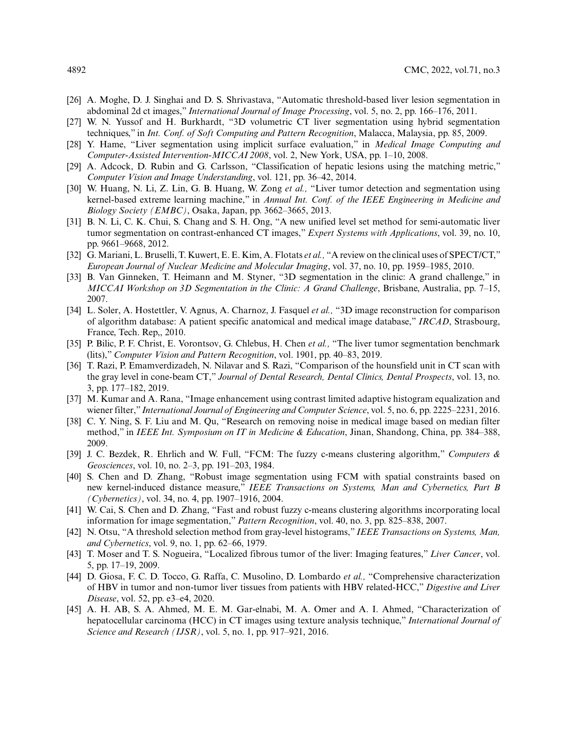[26] A. Moghe, D. J. Singhai and D. S. Shrivastava, "Automatic threshold-based liver lesion segmentation in abdominal 2d ct images," *International Journal of Image Processing*, vol. 5, no. 2, pp. 166–176, 2011.

[27] W. N. Yussof and H. Burkhardt, "3D volumetric CT liver segmentation using hybrid segmentation techniques," in *Int. Conf. of Soft Computing and Pattern Recognition*, Malacca, Malaysia, pp. 85, 2009.

[28] Y. Hame, "Liver segmentation using implicit surface evaluation," in *Medical Image Computing and Computer-Assisted Intervention-MICCAI 2008*, vol. 2, New York, USA, pp. 1–10, 2008.

[29] A. Adcock, D. Rubin and G. Carlsson, "Classification of hepatic lesions using the matching metric," *Computer Vision and Image Understanding*, vol. 121, pp. 36–42, 2014.

[30] W. Huang, N. Li, Z. Lin, G. B. Huang, W. Zong *et al.,* "Liver tumor detection and segmentation using kernel-based extreme learning machine," in *Annual Int. Conf. of the IEEE Engineering in Medicine and Biology Society (EMBC)*, Osaka, Japan, pp. 3662–3665, 2013.

[31] B. N. Li, C. K. Chui, S. Chang and S. H. Ong, "A new unified level set method for semi-automatic liver tumor segmentation on contrast-enhanced CT images," *Expert Systems with Applications*, vol. 39, no. 10, pp. 9661–9668, 2012.

[32] G. Mariani, L. Bruselli, T. Kuwert, E. E. Kim, A. Flotats *et al.,* "A review on the clinical uses of SPECT/CT," *European Journal of Nuclear Medicine and Molecular Imaging*, vol. 37, no. 10, pp. 1959–1985, 2010.

[33] B. Van Ginneken, T. Heimann and M. Styner, "3D segmentation in the clinic: A grand challenge," in *MICCAI Workshop on 3D Segmentation in the Clinic: A Grand Challenge*, Brisbane, Australia, pp. 7–15, 2007.

[34] L. Soler, A. Hostettler, V. Agnus, A. Charnoz, J. Fasquel *et al.,* "3D image reconstruction for comparison of algorithm database: A patient specific anatomical and medical image database," *IRCAD*, Strasbourg, France, Tech. Rep,, 2010.

[35] P. Bilic, P. F. Christ, E. Vorontsov, G. Chlebus, H. Chen *et al.,* "The liver tumor segmentation benchmark (lits)," *Computer Vision and Pattern Recognition*, vol. 1901, pp. 40–83, 2019.

[36] T. Razi, P. Emamverdizadeh, N. Nilavar and S. Razi, "Comparison of the hounsfield unit in CT scan with the gray level in cone-beam CT," *Journal of Dental Research, Dental Clinics, Dental Prospects*, vol. 13, no. 3, pp. 177–182, 2019.

[37] M. Kumar and A. Rana, "Image enhancement using contrast limited adaptive histogram equalization and wiener filter," *International Journal of Engineering and Computer Science*, vol. 5, no. 6, pp. 2225–2231, 2016.

[38] C. Y. Ning, S. F. Liu and M. Qu, "Research on removing noise in medical image based on median filter method," in *IEEE Int. Symposium on IT in Medicine & Education*, Jinan, Shandong, China, pp. 384–388, 2009.

[39] J. C. Bezdek, R. Ehrlich and W. Full, "FCM: The fuzzy c-means clustering algorithm," *Computers & Geosciences*, vol. 10, no. 2–3, pp. 191–203, 1984.

[40] S. Chen and D. Zhang, "Robust image segmentation using FCM with spatial constraints based on new kernel-induced distance measure," *IEEE Transactions on Systems, Man and Cybernetics, Part B (Cybernetics)*, vol. 34, no. 4, pp. 1907–1916, 2004.

[41] W. Cai, S. Chen and D. Zhang, "Fast and robust fuzzy c-means clustering algorithms incorporating local information for image segmentation," *Pattern Recognition*, vol. 40, no. 3, pp. 825–838, 2007.

[42] N. Otsu, "A threshold selection method from gray-level histograms," *IEEE Transactions on Systems, Man, and Cybernetics*, vol. 9, no. 1, pp. 62–66, 1979.

[43] T. Moser and T. S. Nogueira, "Localized fibrous tumor of the liver: Imaging features," *Liver Cancer*, vol. 5, pp. 17–19, 2009.

[44] D. Giosa, F. C. D. Tocco, G. Raffa, C. Musolino, D. Lombardo *et al.,* "Comprehensive characterization of HBV in tumor and non-tumor liver tissues from patients with HBV related-HCC," *Digestive and Liver Disease*, vol. 52, pp. e3–e4, 2020.

[45] A. H. AB, S. A. Ahmed, M. E. M. Gar-elnabi, M. A. Omer and A. I. Ahmed, "Characterization of hepatocellular carcinoma (HCC) in CT images using texture analysis technique," *International Journal of Science and Research (IJSR)*, vol. 5, no. 1, pp. 917–921, 2016.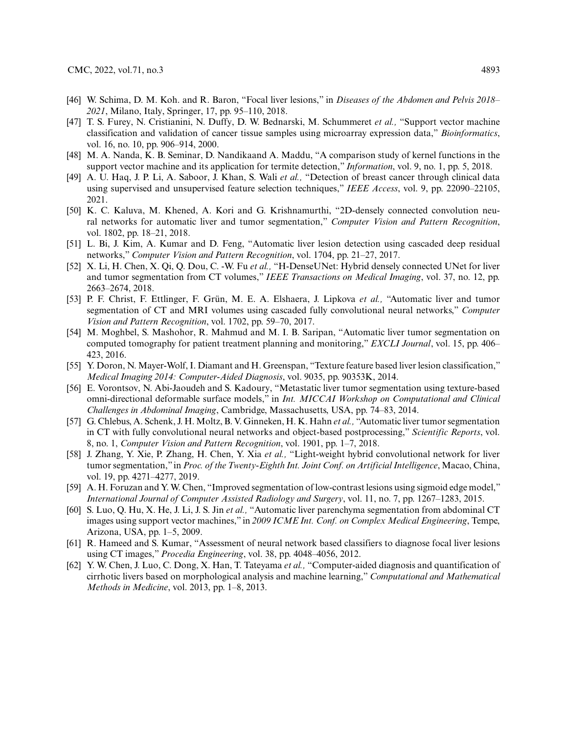[46] W. Schima, D. M. Koh. and R. Baron, "Focal liver lesions," in *Diseases of the Abdomen and Pelvis 2018–2021*, Milano, Italy, Springer, 17, pp. 95–110, 2018.

[47] T. S. Furey, N. Cristianini, N. Duffy, D. W. Bednarski, M. Schummeret *et al.,* "Support vector machine classification and validation of cancer tissue samples using microarray expression data," *Bioinformatics*, vol. 16, no. 10, pp. 906–914, 2000.

[48] M. A. Nanda, K. B. Seminar, D. Nandikaand A. Maddu, "A comparison study of kernel functions in the support vector machine and its application for termite detection," *Information*, vol. 9, no. 1, pp. 5, 2018.

[49] A. U. Haq, J. P. Li, A. Saboor, J. Khan, S. Wali *et al.,* "Detection of breast cancer through clinical data using supervised and unsupervised feature selection techniques," *IEEE Access*, vol. 9, pp. 22090–22105, 2021.

[50] K. C. Kaluva, M. Khened, A. Kori and G. Krishnamurthi, "2D-densely connected convolution neural networks for automatic liver and tumor segmentation," *Computer Vision and Pattern Recognition*, vol. 1802, pp. 18–21, 2018.

[51] L. Bi, J. Kim, A. Kumar and D. Feng, "Automatic liver lesion detection using cascaded deep residual networks," *Computer Vision and Pattern Recognition*, vol. 1704, pp. 21–27, 2017.

[52] X. Li, H. Chen, X. Qi, Q. Dou, C. -W. Fu *et al.,* "H-DenseUNet: Hybrid densely connected UNet for liver and tumor segmentation from CT volumes," *IEEE Transactions on Medical Imaging*, vol. 37, no. 12, pp. 2663–2674, 2018.

[53] P. F. Christ, F. Ettlinger, F. Grün, M. E. A. Elshaera, J. Lipkova *et al.,* "Automatic liver and tumor segmentation of CT and MRI volumes using cascaded fully convolutional neural networks," *Computer Vision and Pattern Recognition*, vol. 1702, pp. 59–70, 2017.

[54] M. Moghbel, S. Mashohor, R. Mahmud and M. I. B. Saripan, "Automatic liver tumor segmentation on computed tomography for patient treatment planning and monitoring," *EXCLI Journal*, vol. 15, pp. 406–423, 2016.

[55] Y. Doron, N. Mayer-Wolf, I. Diamant and H. Greenspan, "Texture feature based liver lesion classification," *Medical Imaging 2014: Computer-Aided Diagnosis*, vol. 9035, pp. 90353K, 2014.

[56] E. Vorontsov, N. Abi-Jaoudeh and S. Kadoury, "Metastatic liver tumor segmentation using texture-based omni-directional deformable surface models," in *Int. MICCAI Workshop on Computational and Clinical Challenges in Abdominal Imaging*, Cambridge, Massachusetts, USA, pp. 74–83, 2014.

[57] G. Chlebus, A. Schenk, J. H. Moltz, B. V. Ginneken, H. K. Hahn *et al.,* "Automatic liver tumor segmentation in CT with fully convolutional neural networks and object-based postprocessing," *Scientific Reports*, vol. 8, no. 1, *Computer Vision and Pattern Recognition*, vol. 1901, pp. 1–7, 2018.

[58] J. Zhang, Y. Xie, P. Zhang, H. Chen, Y. Xia *et al.,* "Light-weight hybrid convolutional network for liver tumor segmentation," in *Proc. of the Twenty-Eighth Int. Joint Conf. on Artificial Intelligence*, Macao, China, vol. 19, pp. 4271–4277, 2019.

[59] A. H. Foruzan and Y. W. Chen, "Improved segmentation of low-contrast lesions using sigmoid edge model," *International Journal of Computer Assisted Radiology and Surgery*, vol. 11, no. 7, pp. 1267–1283, 2015.

[60] S. Luo, Q. Hu, X. He, J. Li, J. S. Jin *et al.,* "Automatic liver parenchyma segmentation from abdominal CT images using support vector machines," in *2009 ICME Int. Conf. on Complex Medical Engineering*, Tempe, Arizona, USA, pp. 1–5, 2009.

[61] R. Hameed and S. Kumar, "Assessment of neural network based classifiers to diagnose focal liver lesions using CT images," *Procedia Engineering*, vol. 38, pp. 4048–4056, 2012.

[62] Y. W. Chen, J. Luo, C. Dong, X. Han, T. Tateyama *et al.,* "Computer-aided diagnosis and quantification of cirrhotic livers based on morphological analysis and machine learning," *Computational and Mathematical Methods in Medicine*, vol. 2013, pp. 1–8, 2013.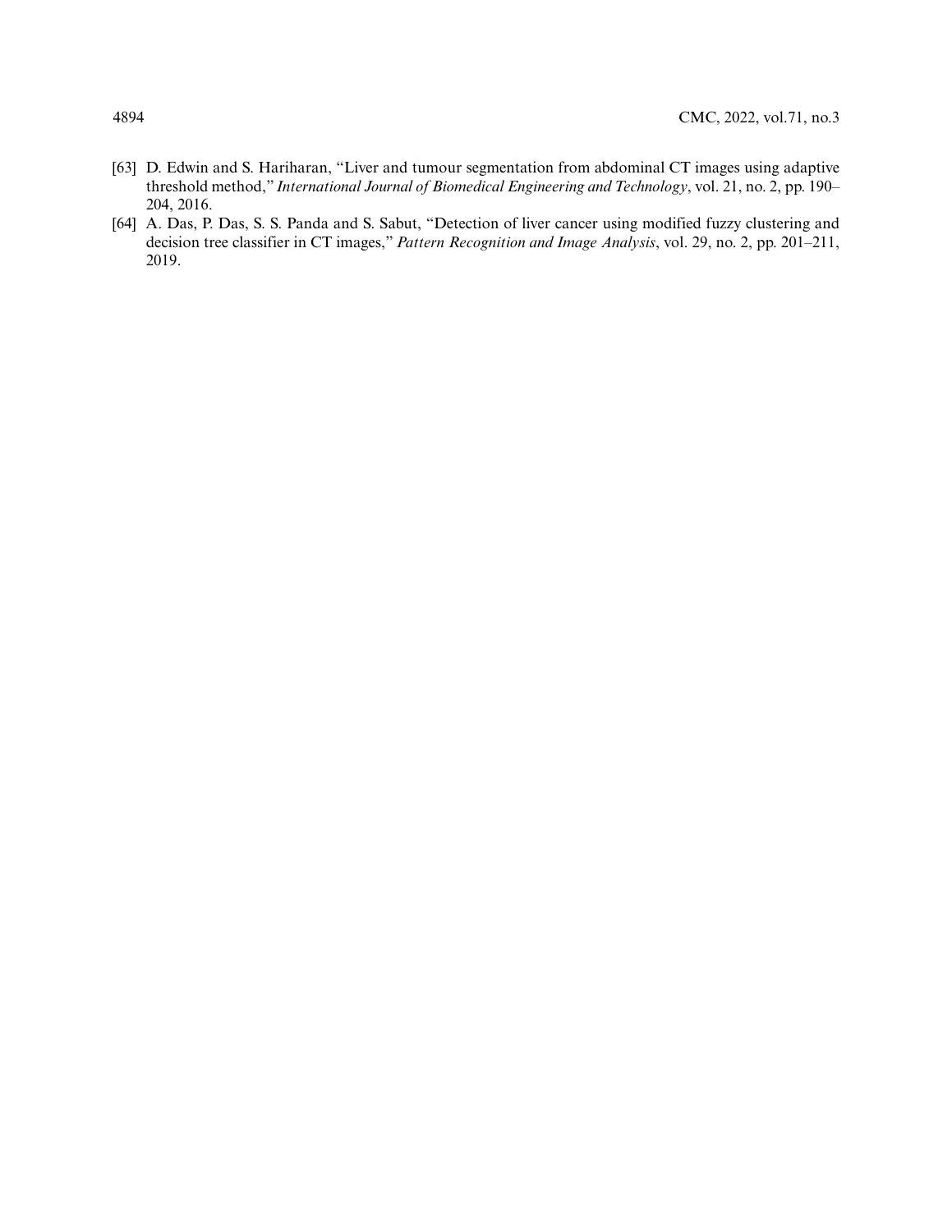[63] D. Edwin and S. Hariharan, "Liver and tumour segmentation from abdominal CT images using adaptive threshold method," *International Journal of Biomedical Engineering and Technology*, vol. 21, no. 2, pp. 190–204, 2016.

[64] A. Das, P. Das, S. S. Panda and S. Sabut, "Detection of liver cancer using modified fuzzy clustering and decision tree classifier in CT images," *Pattern Recognition and Image Analysis*, vol. 29, no. 2, pp. 201–211, 2019.